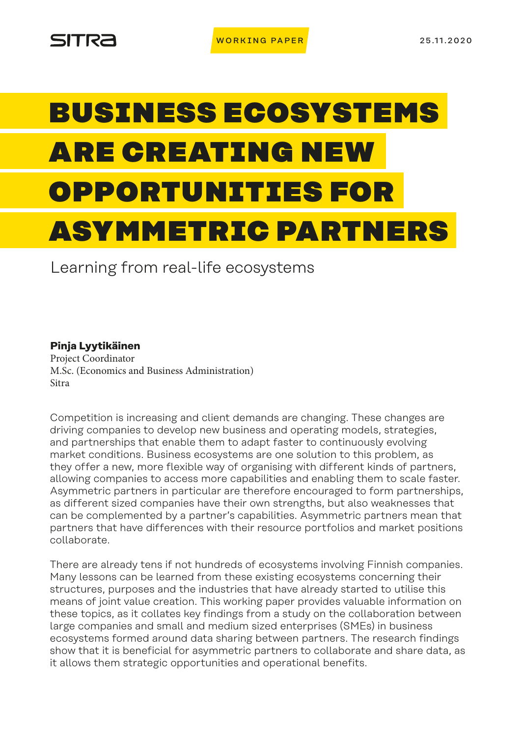SITRA

WORKING PAPER

25.11.2020

# BUSINESS ECOSYSTEMS ARE CREATING NEW OPPORTUNITIES FOR ASYMMETRIC PARTNERS

Learning from real-life ecosystems

**Pinja Lyytikäinen**
Project Coordinator
M.Sc. (Economics and Business Administration)
Sitra

Competition is increasing and client demands are changing. These changes are driving companies to develop new business and operating models, strategies, and partnerships that enable them to adapt faster to continuously evolving market conditions. Business ecosystems are one solution to this problem, as they offer a new, more flexible way of organising with different kinds of partners, allowing companies to access more capabilities and enabling them to scale faster. Asymmetric partners in particular are therefore encouraged to form partnerships, as different sized companies have their own strengths, but also weaknesses that can be complemented by a partner's capabilities. Asymmetric partners mean that partners that have differences with their resource portfolios and market positions collaborate.

There are already tens if not hundreds of ecosystems involving Finnish companies. Many lessons can be learned from these existing ecosystems concerning their structures, purposes and the industries that have already started to utilise this means of joint value creation. This working paper provides valuable information on these topics, as it collates key findings from a study on the collaboration between large companies and small and medium sized enterprises (SMEs) in business ecosystems formed around data sharing between partners. The research findings show that it is beneficial for asymmetric partners to collaborate and share data, as it allows them strategic opportunities and operational benefits.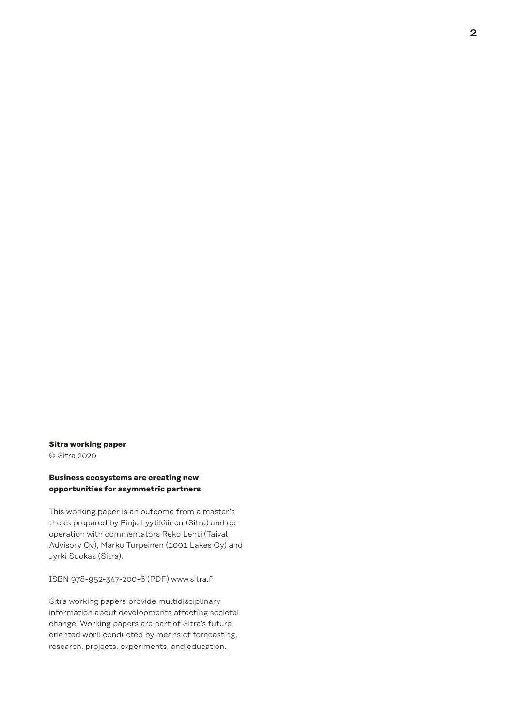**Sitra working paper**
© Sitra 2020

**Business ecosystems are creating new opportunities for asymmetric partners**

This working paper is an outcome from a master's thesis prepared by Pinja Lyytikäinen (Sitra) and co-operation with commentators Reko Lehti (Taival Advisory Oy), Marko Turpeinen (1001 Lakes Oy) and Jyrki Suokas (Sitra).

ISBN 978-952-347-200-6 (PDF) www.sitra.fi

Sitra working papers provide multidisciplinary information about developments affecting societal change. Working papers are part of Sitra's future-oriented work conducted by means of forecasting, research, projects, experiments, and education.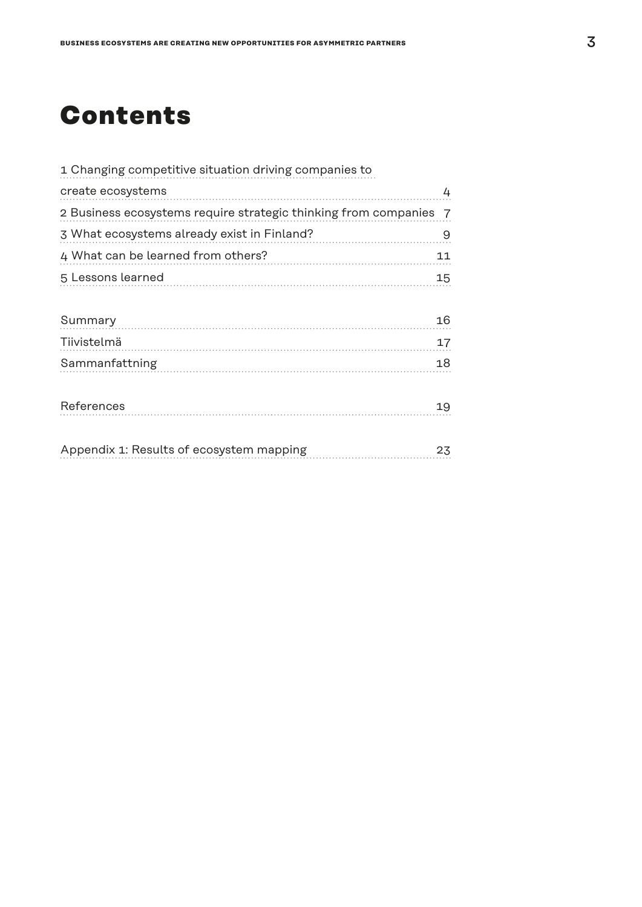# Contents

1 Changing competitive situation driving companies to create ecosystems ........ 4

2 Business ecosystems require strategic thinking from companies ........ 7

3 What ecosystems already exist in Finland? ........ 9

4 What can be learned from others? ........ 11

5 Lessons learned ........ 15

Summary ........ 16

Tiivistelmä ........ 17

Sammanfattning ........ 18

References ........ 19

Appendix 1: Results of ecosystem mapping ........ 23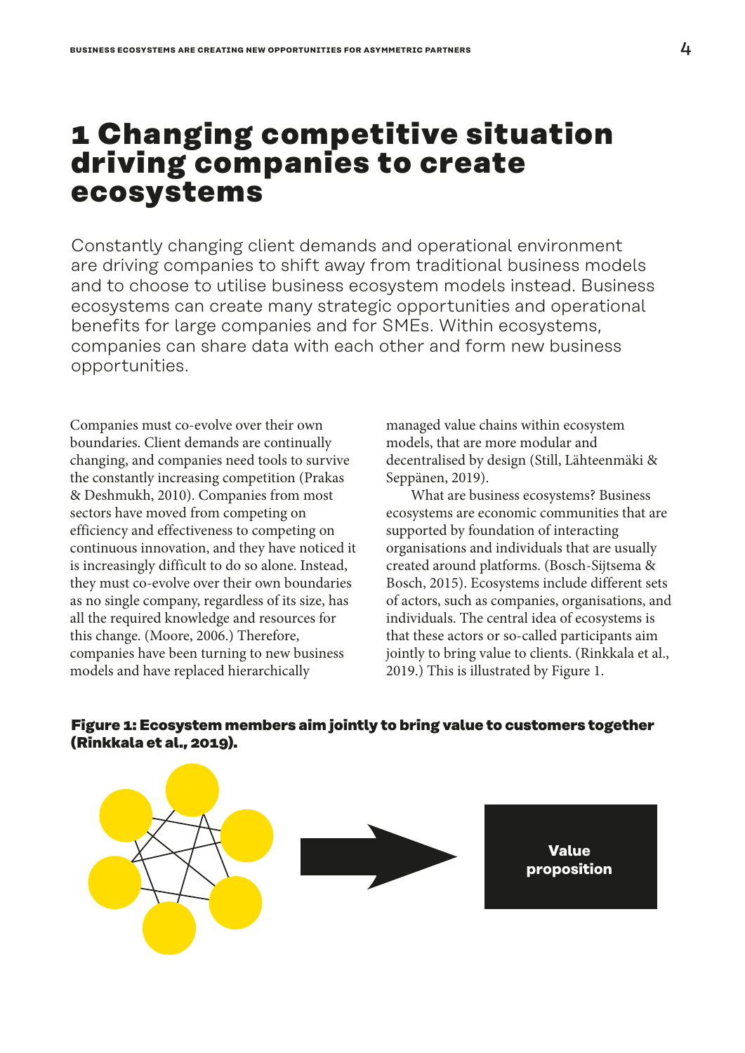# 1 Changing competitive situation driving companies to create ecosystems

Constantly changing client demands and operational environment are driving companies to shift away from traditional business models and to choose to utilise business ecosystem models instead. Business ecosystems can create many strategic opportunities and operational benefits for large companies and for SMEs. Within ecosystems, companies can share data with each other and form new business opportunities.

Companies must co-evolve over their own boundaries. Client demands are continually changing, and companies need tools to survive the constantly increasing competition (Prakas & Deshmukh, 2010). Companies from most sectors have moved from competing on efficiency and effectiveness to competing on continuous innovation, and they have noticed it is increasingly difficult to do so alone. Instead, they must co-evolve over their own boundaries as no single company, regardless of its size, has all the required knowledge and resources for this change. (Moore, 2006.) Therefore, companies have been turning to new business models and have replaced hierarchically managed value chains within ecosystem models, that are more modular and decentralised by design (Still, Lähteenmäki & Seppänen, 2019).

What are business ecosystems? Business ecosystems are economic communities that are supported by foundation of interacting organisations and individuals that are usually created around platforms. (Bosch-Sijtsema & Bosch, 2015). Ecosystems include different sets of actors, such as companies, organisations, and individuals. The central idea of ecosystems is that these actors or so-called participants aim jointly to bring value to clients. (Rinkkala et al., 2019.) This is illustrated by Figure 1.

**Figure 1: Ecosystem members aim jointly to bring value to customers together (Rinkkala et al., 2019).**

Value proposition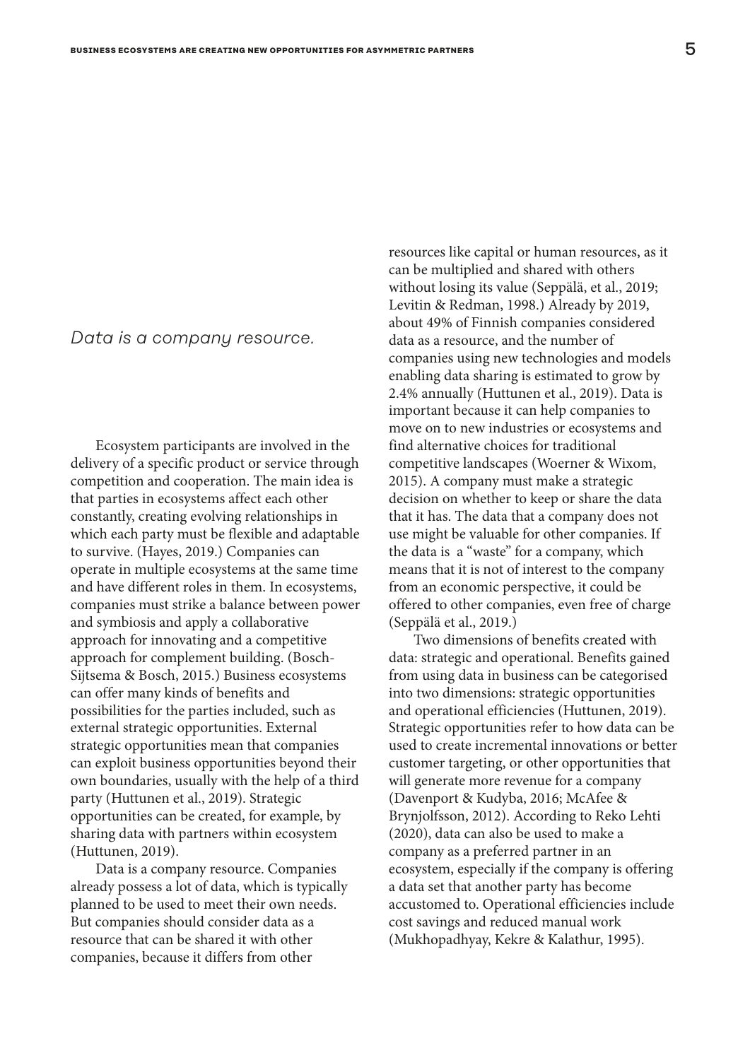*Data is a company resource.*

Ecosystem participants are involved in the delivery of a specific product or service through competition and cooperation. The main idea is that parties in ecosystems affect each other constantly, creating evolving relationships in which each party must be flexible and adaptable to survive. (Hayes, 2019.) Companies can operate in multiple ecosystems at the same time and have different roles in them. In ecosystems, companies must strike a balance between power and symbiosis and apply a collaborative approach for innovating and a competitive approach for complement building. (Bosch-Sijtsema & Bosch, 2015.) Business ecosystems can offer many kinds of benefits and possibilities for the parties included, such as external strategic opportunities. External strategic opportunities mean that companies can exploit business opportunities beyond their own boundaries, usually with the help of a third party (Huttunen et al., 2019). Strategic opportunities can be created, for example, by sharing data with partners within ecosystem (Huttunen, 2019).

Data is a company resource. Companies already possess a lot of data, which is typically planned to be used to meet their own needs. But companies should consider data as a resource that can be shared it with other companies, because it differs from other resources like capital or human resources, as it can be multiplied and shared with others without losing its value (Seppälä, et al., 2019; Levitin & Redman, 1998.) Already by 2019, about 49% of Finnish companies considered data as a resource, and the number of companies using new technologies and models enabling data sharing is estimated to grow by 2.4% annually (Huttunen et al., 2019). Data is important because it can help companies to move on to new industries or ecosystems and find alternative choices for traditional competitive landscapes (Woerner & Wixom, 2015). A company must make a strategic decision on whether to keep or share the data that it has. The data that a company does not use might be valuable for other companies. If the data is a "waste" for a company, which means that it is not of interest to the company from an economic perspective, it could be offered to other companies, even free of charge (Seppälä et al., 2019.)

Two dimensions of benefits created with data: strategic and operational. Benefits gained from using data in business can be categorised into two dimensions: strategic opportunities and operational efficiencies (Huttunen, 2019). Strategic opportunities refer to how data can be used to create incremental innovations or better customer targeting, or other opportunities that will generate more revenue for a company (Davenport & Kudyba, 2016; McAfee & Brynjolfsson, 2012). According to Reko Lehti (2020), data can also be used to make a company as a preferred partner in an ecosystem, especially if the company is offering a data set that another party has become accustomed to. Operational efficiencies include cost savings and reduced manual work (Mukhopadhyay, Kekre & Kalathur, 1995).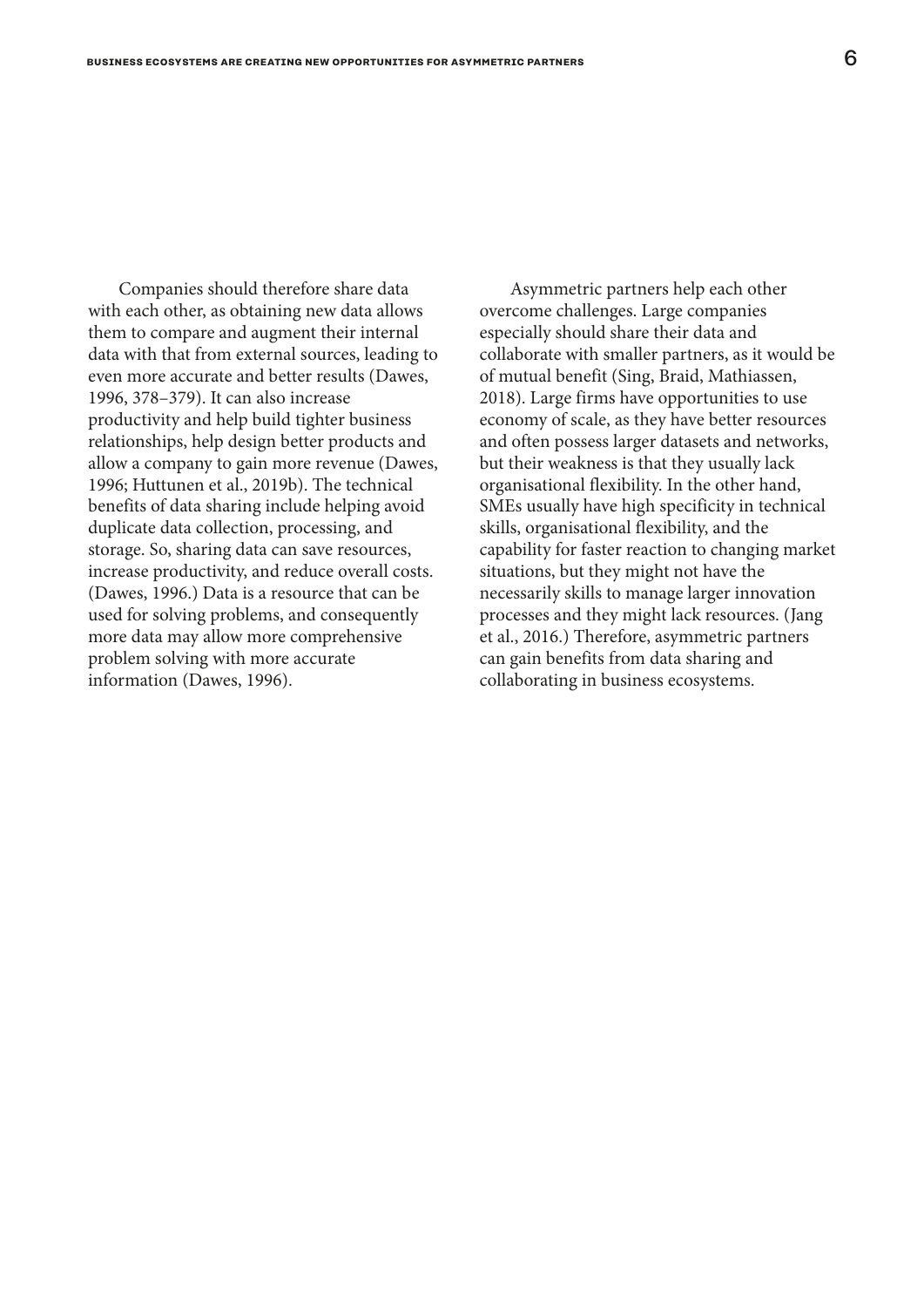Companies should therefore share data with each other, as obtaining new data allows them to compare and augment their internal data with that from external sources, leading to even more accurate and better results (Dawes, 1996, 378–379). It can also increase productivity and help build tighter business relationships, help design better products and allow a company to gain more revenue (Dawes, 1996; Huttunen et al., 2019b). The technical benefits of data sharing include helping avoid duplicate data collection, processing, and storage. So, sharing data can save resources, increase productivity, and reduce overall costs. (Dawes, 1996.) Data is a resource that can be used for solving problems, and consequently more data may allow more comprehensive problem solving with more accurate information (Dawes, 1996).

Asymmetric partners help each other overcome challenges. Large companies especially should share their data and collaborate with smaller partners, as it would be of mutual benefit (Sing, Braid, Mathiassen, 2018). Large firms have opportunities to use economy of scale, as they have better resources and often possess larger datasets and networks, but their weakness is that they usually lack organisational flexibility. In the other hand, SMEs usually have high specificity in technical skills, organisational flexibility, and the capability for faster reaction to changing market situations, but they might not have the necessarily skills to manage larger innovation processes and they might lack resources. (Jang et al., 2016.) Therefore, asymmetric partners can gain benefits from data sharing and collaborating in business ecosystems.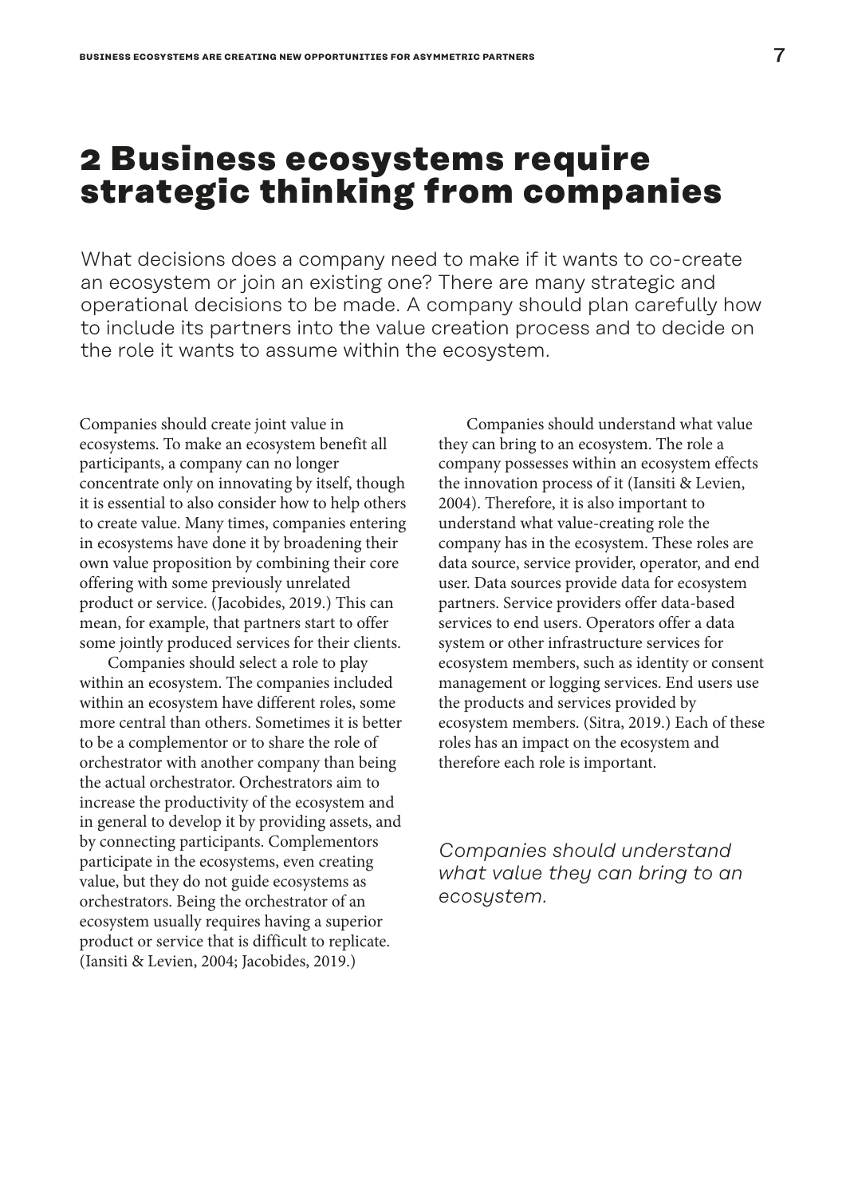# 2 Business ecosystems require strategic thinking from companies

What decisions does a company need to make if it wants to co-create an ecosystem or join an existing one? There are many strategic and operational decisions to be made. A company should plan carefully how to include its partners into the value creation process and to decide on the role it wants to assume within the ecosystem.

Companies should create joint value in ecosystems. To make an ecosystem benefit all participants, a company can no longer concentrate only on innovating by itself, though it is essential to also consider how to help others to create value. Many times, companies entering in ecosystems have done it by broadening their own value proposition by combining their core offering with some previously unrelated product or service. (Jacobides, 2019.) This can mean, for example, that partners start to offer some jointly produced services for their clients.

Companies should select a role to play within an ecosystem. The companies included within an ecosystem have different roles, some more central than others. Sometimes it is better to be a complementor or to share the role of orchestrator with another company than being the actual orchestrator. Orchestrators aim to increase the productivity of the ecosystem and in general to develop it by providing assets, and by connecting participants. Complementors participate in the ecosystems, even creating value, but they do not guide ecosystems as orchestrators. Being the orchestrator of an ecosystem usually requires having a superior product or service that is difficult to replicate. (Iansiti & Levien, 2004; Jacobides, 2019.)

Companies should understand what value they can bring to an ecosystem. The role a company possesses within an ecosystem effects the innovation process of it (Iansiti & Levien, 2004). Therefore, it is also important to understand what value-creating role the company has in the ecosystem. These roles are data source, service provider, operator, and end user. Data sources provide data for ecosystem partners. Service providers offer data-based services to end users. Operators offer a data system or other infrastructure services for ecosystem members, such as identity or consent management or logging services. End users use the products and services provided by ecosystem members. (Sitra, 2019.) Each of these roles has an impact on the ecosystem and therefore each role is important.

*Companies should understand what value they can bring to an ecosystem.*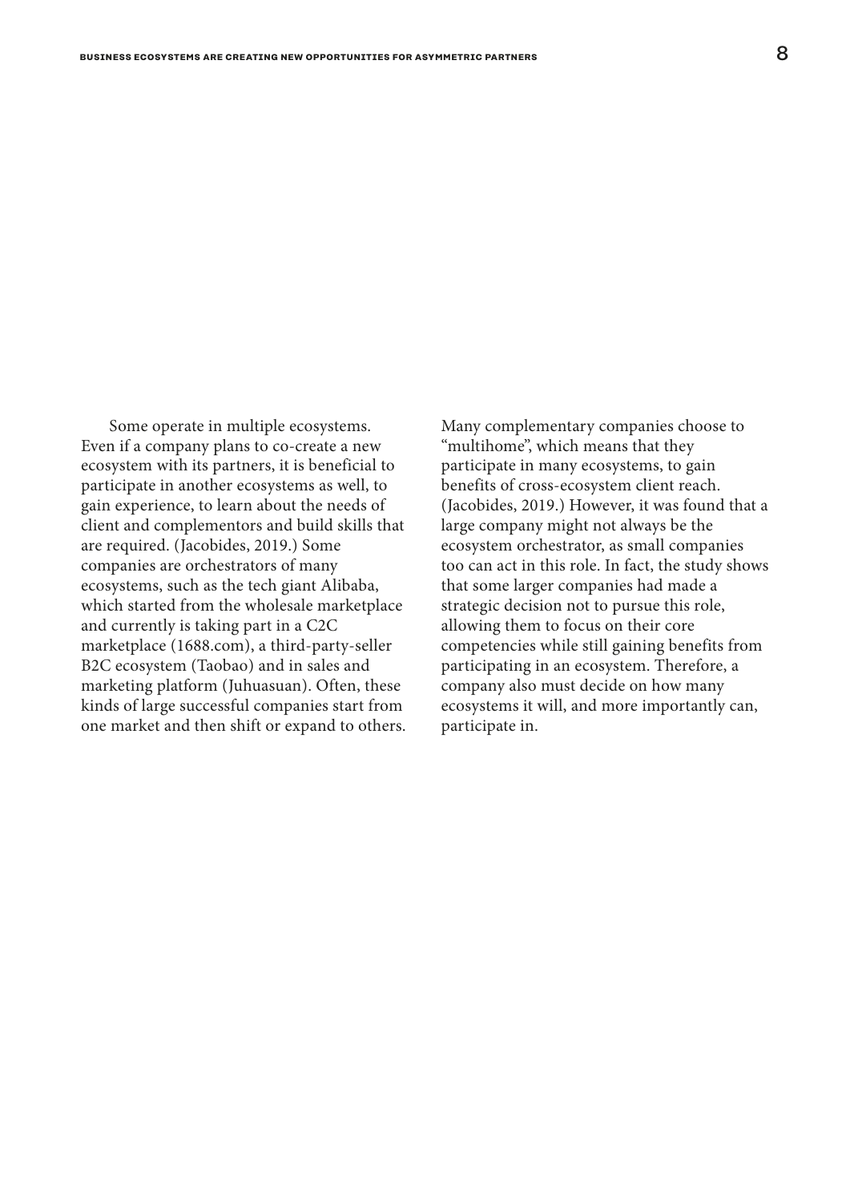Some operate in multiple ecosystems. Even if a company plans to co-create a new ecosystem with its partners, it is beneficial to participate in another ecosystems as well, to gain experience, to learn about the needs of client and complementors and build skills that are required. (Jacobides, 2019.) Some companies are orchestrators of many ecosystems, such as the tech giant Alibaba, which started from the wholesale marketplace and currently is taking part in a C2C marketplace (1688.com), a third-party-seller B2C ecosystem (Taobao) and in sales and marketing platform (Juhuasuan). Often, these kinds of large successful companies start from one market and then shift or expand to others. Many complementary companies choose to "multihome", which means that they participate in many ecosystems, to gain benefits of cross-ecosystem client reach. (Jacobides, 2019.) However, it was found that a large company might not always be the ecosystem orchestrator, as small companies too can act in this role. In fact, the study shows that some larger companies had made a strategic decision not to pursue this role, allowing them to focus on their core competencies while still gaining benefits from participating in an ecosystem. Therefore, a company also must decide on how many ecosystems it will, and more importantly can, participate in.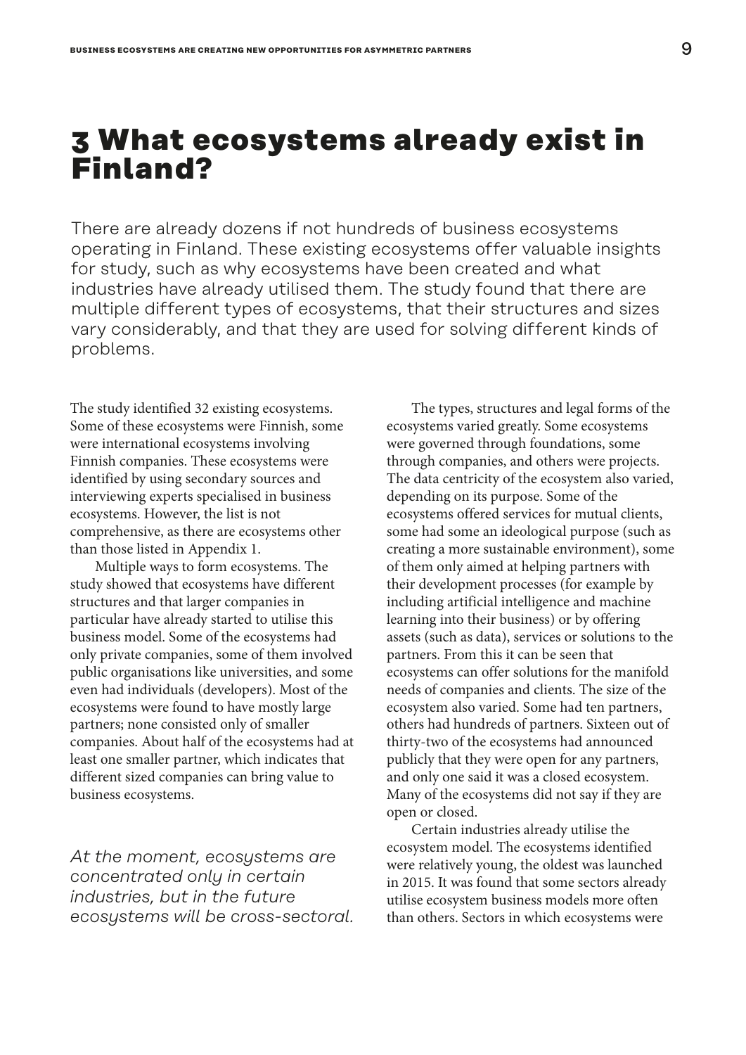# 3 What ecosystems already exist in Finland?

There are already dozens if not hundreds of business ecosystems operating in Finland. These existing ecosystems offer valuable insights for study, such as why ecosystems have been created and what industries have already utilised them. The study found that there are multiple different types of ecosystems, that their structures and sizes vary considerably, and that they are used for solving different kinds of problems.

The study identified 32 existing ecosystems. Some of these ecosystems were Finnish, some were international ecosystems involving Finnish companies. These ecosystems were identified by using secondary sources and interviewing experts specialised in business ecosystems. However, the list is not comprehensive, as there are ecosystems other than those listed in Appendix 1.

Multiple ways to form ecosystems. The study showed that ecosystems have different structures and that larger companies in particular have already started to utilise this business model. Some of the ecosystems had only private companies, some of them involved public organisations like universities, and some even had individuals (developers). Most of the ecosystems were found to have mostly large partners; none consisted only of smaller companies. About half of the ecosystems had at least one smaller partner, which indicates that different sized companies can bring value to business ecosystems.

*At the moment, ecosystems are concentrated only in certain industries, but in the future ecosystems will be cross-sectoral.*

The types, structures and legal forms of the ecosystems varied greatly. Some ecosystems were governed through foundations, some through companies, and others were projects. The data centricity of the ecosystem also varied, depending on its purpose. Some of the ecosystems offered services for mutual clients, some had some an ideological purpose (such as creating a more sustainable environment), some of them only aimed at helping partners with their development processes (for example by including artificial intelligence and machine learning into their business) or by offering assets (such as data), services or solutions to the partners. From this it can be seen that ecosystems can offer solutions for the manifold needs of companies and clients. The size of the ecosystem also varied. Some had ten partners, others had hundreds of partners. Sixteen out of thirty-two of the ecosystems had announced publicly that they were open for any partners, and only one said it was a closed ecosystem. Many of the ecosystems did not say if they are open or closed.

Certain industries already utilise the ecosystem model. The ecosystems identified were relatively young, the oldest was launched in 2015. It was found that some sectors already utilise ecosystem business models more often than others. Sectors in which ecosystems were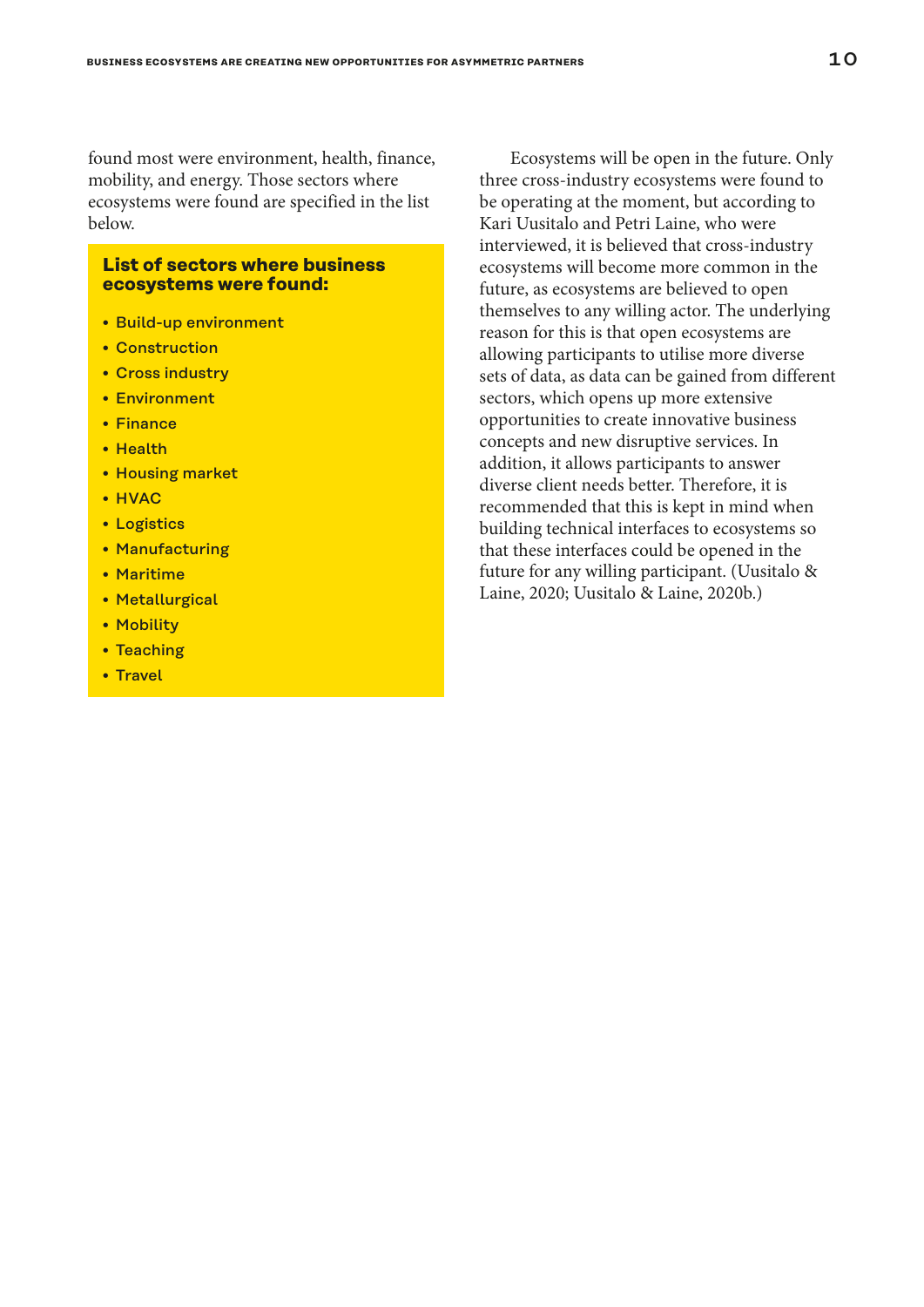found most were environment, health, finance, mobility, and energy. Those sectors where ecosystems were found are specified in the list below.

**List of sectors where business ecosystems were found:**

- Build-up environment
- Construction
- Cross industry
- Environment
- Finance
- Health
- Housing market
- HVAC
- Logistics
- Manufacturing
- Maritime
- Metallurgical
- Mobility
- Teaching
- Travel

Ecosystems will be open in the future. Only three cross-industry ecosystems were found to be operating at the moment, but according to Kari Uusitalo and Petri Laine, who were interviewed, it is believed that cross-industry ecosystems will become more common in the future, as ecosystems are believed to open themselves to any willing actor. The underlying reason for this is that open ecosystems are allowing participants to utilise more diverse sets of data, as data can be gained from different sectors, which opens up more extensive opportunities to create innovative business concepts and new disruptive services. In addition, it allows participants to answer diverse client needs better. Therefore, it is recommended that this is kept in mind when building technical interfaces to ecosystems so that these interfaces could be opened in the future for any willing participant. (Uusitalo & Laine, 2020; Uusitalo & Laine, 2020b.)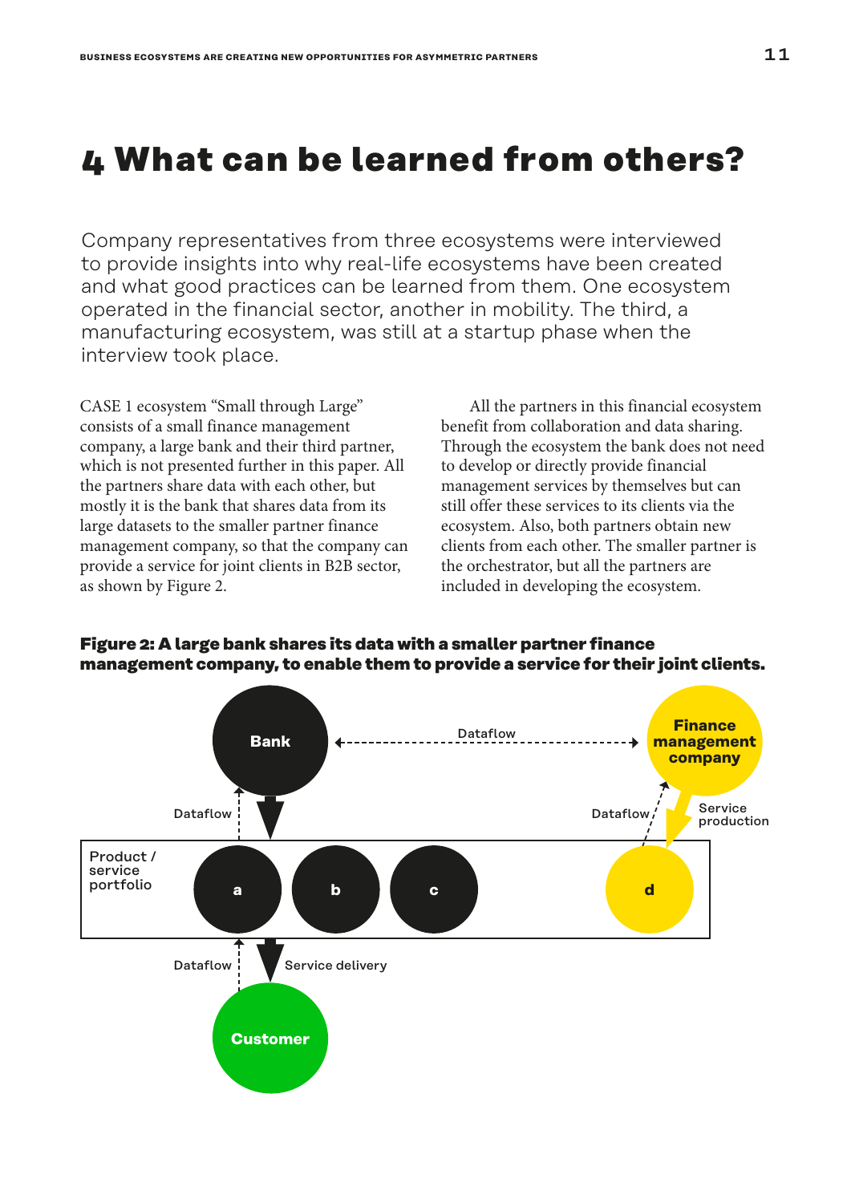# 4 What can be learned from others?

Company representatives from three ecosystems were interviewed to provide insights into why real-life ecosystems have been created and what good practices can be learned from them. One ecosystem operated in the financial sector, another in mobility. The third, a manufacturing ecosystem, was still at a startup phase when the interview took place.

CASE 1 ecosystem "Small through Large" consists of a small finance management company, a large bank and their third partner, which is not presented further in this paper. All the partners share data with each other, but mostly it is the bank that shares data from its large datasets to the smaller partner finance management company, so that the company can provide a service for joint clients in B2B sector, as shown by Figure 2.

All the partners in this financial ecosystem benefit from collaboration and data sharing. Through the ecosystem the bank does not need to develop or directly provide financial management services by themselves but can still offer these services to its clients via the ecosystem. Also, both partners obtain new clients from each other. The smaller partner is the orchestrator, but all the partners are included in developing the ecosystem.

**Figure 2: A large bank shares its data with a smaller partner finance management company, to enable them to provide a service for their joint clients.**

Bank — Dataflow — Finance management company

Dataflow — Service production

Product / service portfolio: a, b, c, d

Dataflow — Service delivery

Customer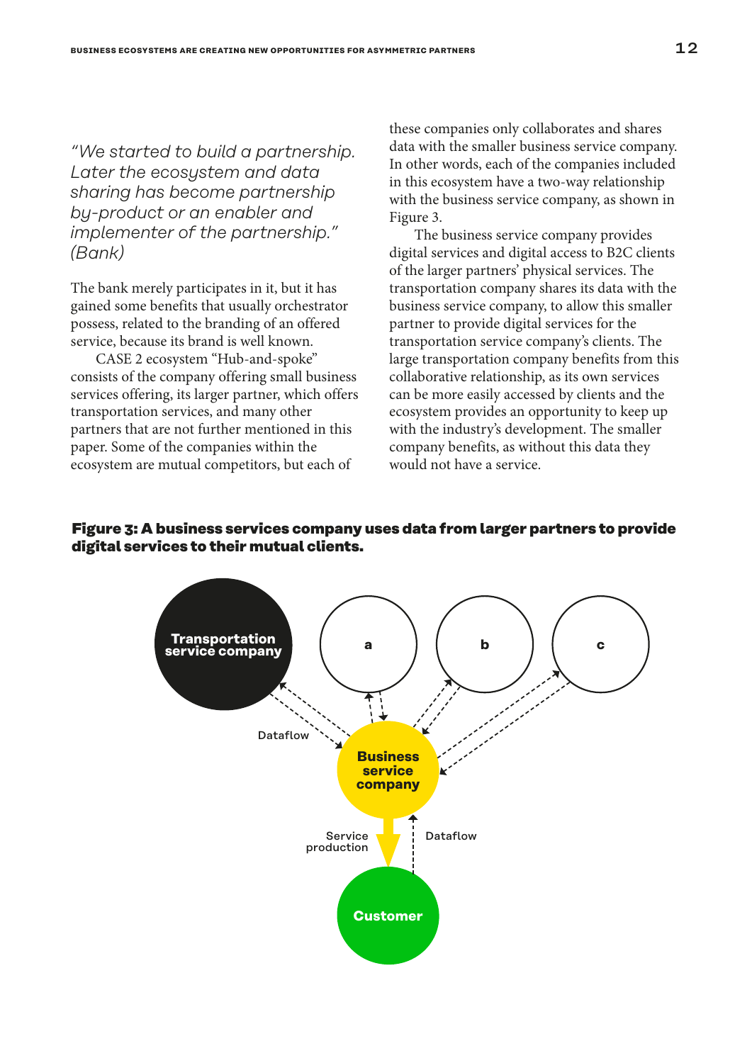*"We started to build a partnership. Later the ecosystem and data sharing has become partnership by-product or an enabler and implementer of the partnership." (Bank)*

The bank merely participates in it, but it has gained some benefits that usually orchestrator possess, related to the branding of an offered service, because its brand is well known.

CASE 2 ecosystem "Hub-and-spoke" consists of the company offering small business services offering, its larger partner, which offers transportation services, and many other partners that are not further mentioned in this paper. Some of the companies within the ecosystem are mutual competitors, but each of these companies only collaborates and shares data with the smaller business service company. In other words, each of the companies included in this ecosystem have a two-way relationship with the business service company, as shown in Figure 3.

The business service company provides digital services and digital access to B2C clients of the larger partners' physical services. The transportation company shares its data with the business service company, to allow this smaller partner to provide digital services for the transportation service company's clients. The large transportation company benefits from this collaborative relationship, as its own services can be more easily accessed by clients and the ecosystem provides an opportunity to keep up with the industry's development. The smaller company benefits, as without this data they would not have a service.

**Figure 3: A business services company uses data from larger partners to provide digital services to their mutual clients.**

Transportation service company | a | b | c | Dataflow | Business service company | Service production | Dataflow | Customer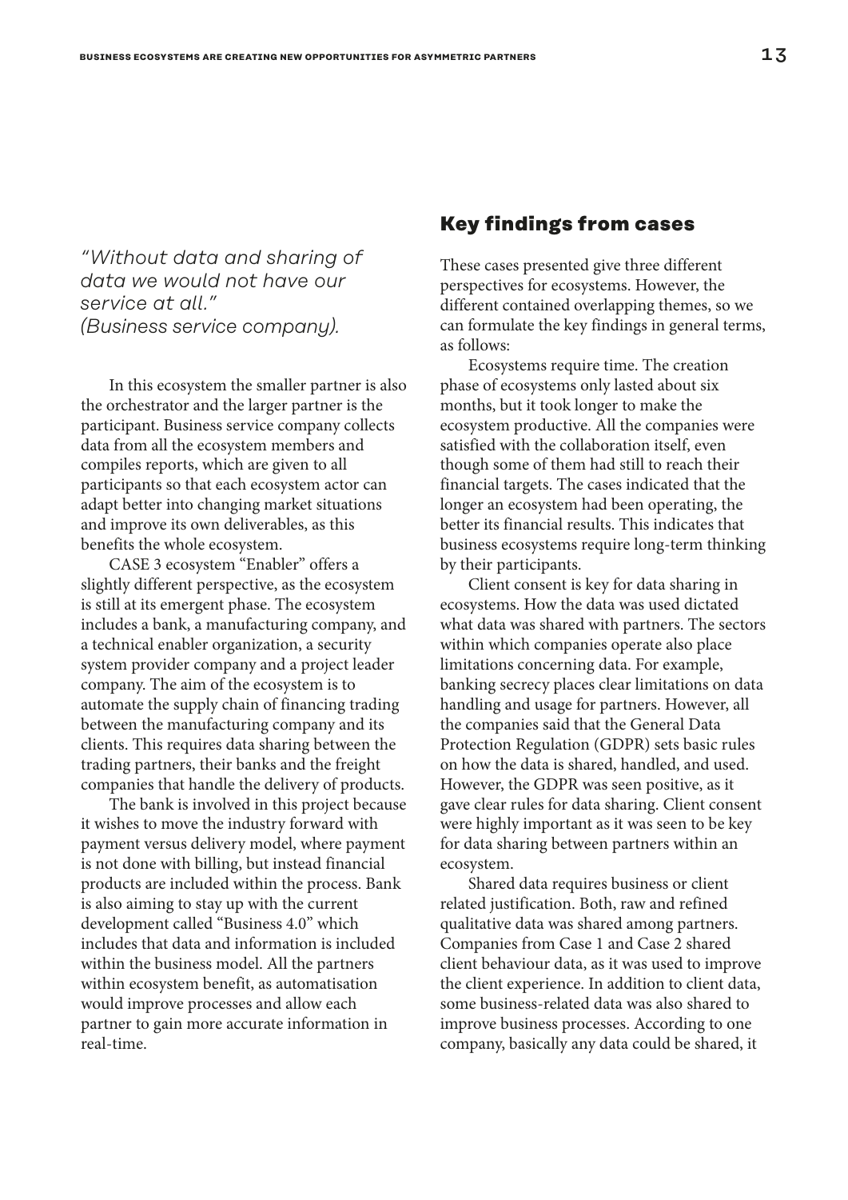*"Without data and sharing of data we would not have our service at all." (Business service company).*

In this ecosystem the smaller partner is also the orchestrator and the larger partner is the participant. Business service company collects data from all the ecosystem members and compiles reports, which are given to all participants so that each ecosystem actor can adapt better into changing market situations and improve its own deliverables, as this benefits the whole ecosystem.

CASE 3 ecosystem "Enabler" offers a slightly different perspective, as the ecosystem is still at its emergent phase. The ecosystem includes a bank, a manufacturing company, and a technical enabler organization, a security system provider company and a project leader company. The aim of the ecosystem is to automate the supply chain of financing trading between the manufacturing company and its clients. This requires data sharing between the trading partners, their banks and the freight companies that handle the delivery of products.

The bank is involved in this project because it wishes to move the industry forward with payment versus delivery model, where payment is not done with billing, but instead financial products are included within the process. Bank is also aiming to stay up with the current development called "Business 4.0" which includes that data and information is included within the business model. All the partners within ecosystem benefit, as automatisation would improve processes and allow each partner to gain more accurate information in real-time.

## Key findings from cases

These cases presented give three different perspectives for ecosystems. However, the different contained overlapping themes, so we can formulate the key findings in general terms, as follows:

Ecosystems require time. The creation phase of ecosystems only lasted about six months, but it took longer to make the ecosystem productive. All the companies were satisfied with the collaboration itself, even though some of them had still to reach their financial targets. The cases indicated that the longer an ecosystem had been operating, the better its financial results. This indicates that business ecosystems require long-term thinking by their participants.

Client consent is key for data sharing in ecosystems. How the data was used dictated what data was shared with partners. The sectors within which companies operate also place limitations concerning data. For example, banking secrecy places clear limitations on data handling and usage for partners. However, all the companies said that the General Data Protection Regulation (GDPR) sets basic rules on how the data is shared, handled, and used. However, the GDPR was seen positive, as it gave clear rules for data sharing. Client consent were highly important as it was seen to be key for data sharing between partners within an ecosystem.

Shared data requires business or client related justification. Both, raw and refined qualitative data was shared among partners. Companies from Case 1 and Case 2 shared client behaviour data, as it was used to improve the client experience. In addition to client data, some business-related data was also shared to improve business processes. According to one company, basically any data could be shared, it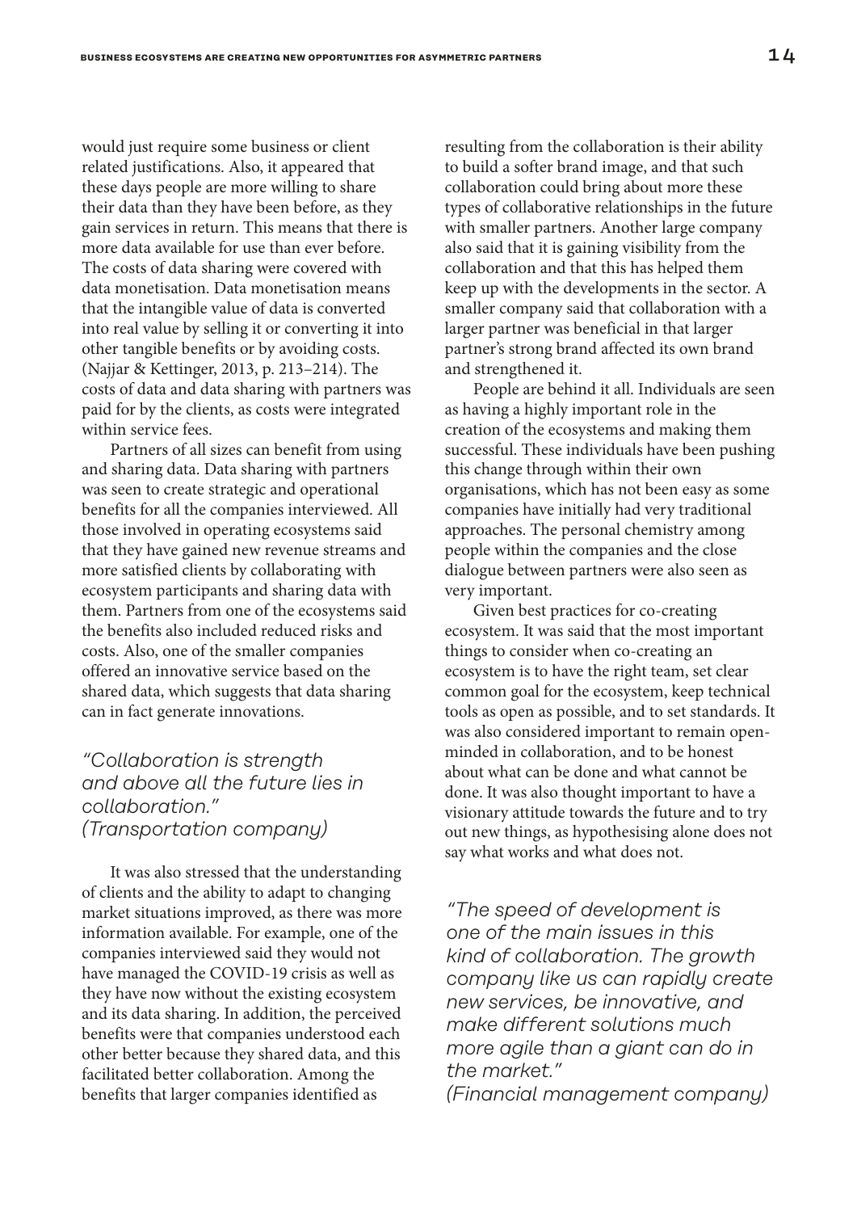would just require some business or client related justifications. Also, it appeared that these days people are more willing to share their data than they have been before, as they gain services in return. This means that there is more data available for use than ever before. The costs of data sharing were covered with data monetisation. Data monetisation means that the intangible value of data is converted into real value by selling it or converting it into other tangible benefits or by avoiding costs. (Najjar & Kettinger, 2013, p. 213–214). The costs of data and data sharing with partners was paid for by the clients, as costs were integrated within service fees.

Partners of all sizes can benefit from using and sharing data. Data sharing with partners was seen to create strategic and operational benefits for all the companies interviewed. All those involved in operating ecosystems said that they have gained new revenue streams and more satisfied clients by collaborating with ecosystem participants and sharing data with them. Partners from one of the ecosystems said the benefits also included reduced risks and costs. Also, one of the smaller companies offered an innovative service based on the shared data, which suggests that data sharing can in fact generate innovations.

*"Collaboration is strength and above all the future lies in collaboration."*
*(Transportation company)*

It was also stressed that the understanding of clients and the ability to adapt to changing market situations improved, as there was more information available. For example, one of the companies interviewed said they would not have managed the COVID-19 crisis as well as they have now without the existing ecosystem and its data sharing. In addition, the perceived benefits were that companies understood each other better because they shared data, and this facilitated better collaboration. Among the benefits that larger companies identified as resulting from the collaboration is their ability to build a softer brand image, and that such collaboration could bring about more these types of collaborative relationships in the future with smaller partners. Another large company also said that it is gaining visibility from the collaboration and that this has helped them keep up with the developments in the sector. A smaller company said that collaboration with a larger partner was beneficial in that larger partner's strong brand affected its own brand and strengthened it.

People are behind it all. Individuals are seen as having a highly important role in the creation of the ecosystems and making them successful. These individuals have been pushing this change through within their own organisations, which has not been easy as some companies have initially had very traditional approaches. The personal chemistry among people within the companies and the close dialogue between partners were also seen as very important.

Given best practices for co-creating ecosystem. It was said that the most important things to consider when co-creating an ecosystem is to have the right team, set clear common goal for the ecosystem, keep technical tools as open as possible, and to set standards. It was also considered important to remain open-minded in collaboration, and to be honest about what can be done and what cannot be done. It was also thought important to have a visionary attitude towards the future and to try out new things, as hypothesising alone does not say what works and what does not.

*"The speed of development is one of the main issues in this kind of collaboration. The growth company like us can rapidly create new services, be innovative, and make different solutions much more agile than a giant can do in the market."*
*(Financial management company)*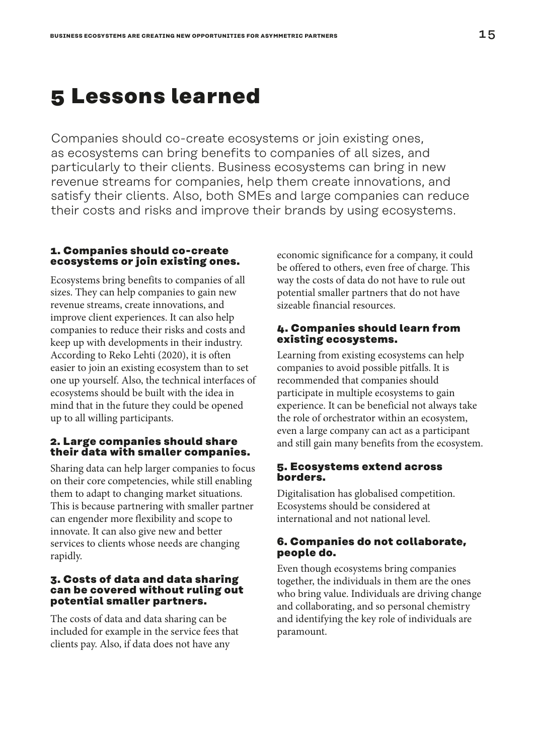# 5 Lessons learned

Companies should co-create ecosystems or join existing ones, as ecosystems can bring benefits to companies of all sizes, and particularly to their clients. Business ecosystems can bring in new revenue streams for companies, help them create innovations, and satisfy their clients. Also, both SMEs and large companies can reduce their costs and risks and improve their brands by using ecosystems.

### 1. Companies should co-create ecosystems or join existing ones.

Ecosystems bring benefits to companies of all sizes. They can help companies to gain new revenue streams, create innovations, and improve client experiences. It can also help companies to reduce their risks and costs and keep up with developments in their industry. According to Reko Lehti (2020), it is often easier to join an existing ecosystem than to set one up yourself. Also, the technical interfaces of ecosystems should be built with the idea in mind that in the future they could be opened up to all willing participants.

### 2. Large companies should share their data with smaller companies.

Sharing data can help larger companies to focus on their core competencies, while still enabling them to adapt to changing market situations. This is because partnering with smaller partner can engender more flexibility and scope to innovate. It can also give new and better services to clients whose needs are changing rapidly.

### 3. Costs of data and data sharing can be covered without ruling out potential smaller partners.

The costs of data and data sharing can be included for example in the service fees that clients pay. Also, if data does not have any economic significance for a company, it could be offered to others, even free of charge. This way the costs of data do not have to rule out potential smaller partners that do not have sizeable financial resources.

### 4. Companies should learn from existing ecosystems.

Learning from existing ecosystems can help companies to avoid possible pitfalls. It is recommended that companies should participate in multiple ecosystems to gain experience. It can be beneficial not always take the role of orchestrator within an ecosystem, even a large company can act as a participant and still gain many benefits from the ecosystem.

### 5. Ecosystems extend across borders.

Digitalisation has globalised competition. Ecosystems should be considered at international and not national level.

### 6. Companies do not collaborate, people do.

Even though ecosystems bring companies together, the individuals in them are the ones who bring value. Individuals are driving change and collaborating, and so personal chemistry and identifying the key role of individuals are paramount.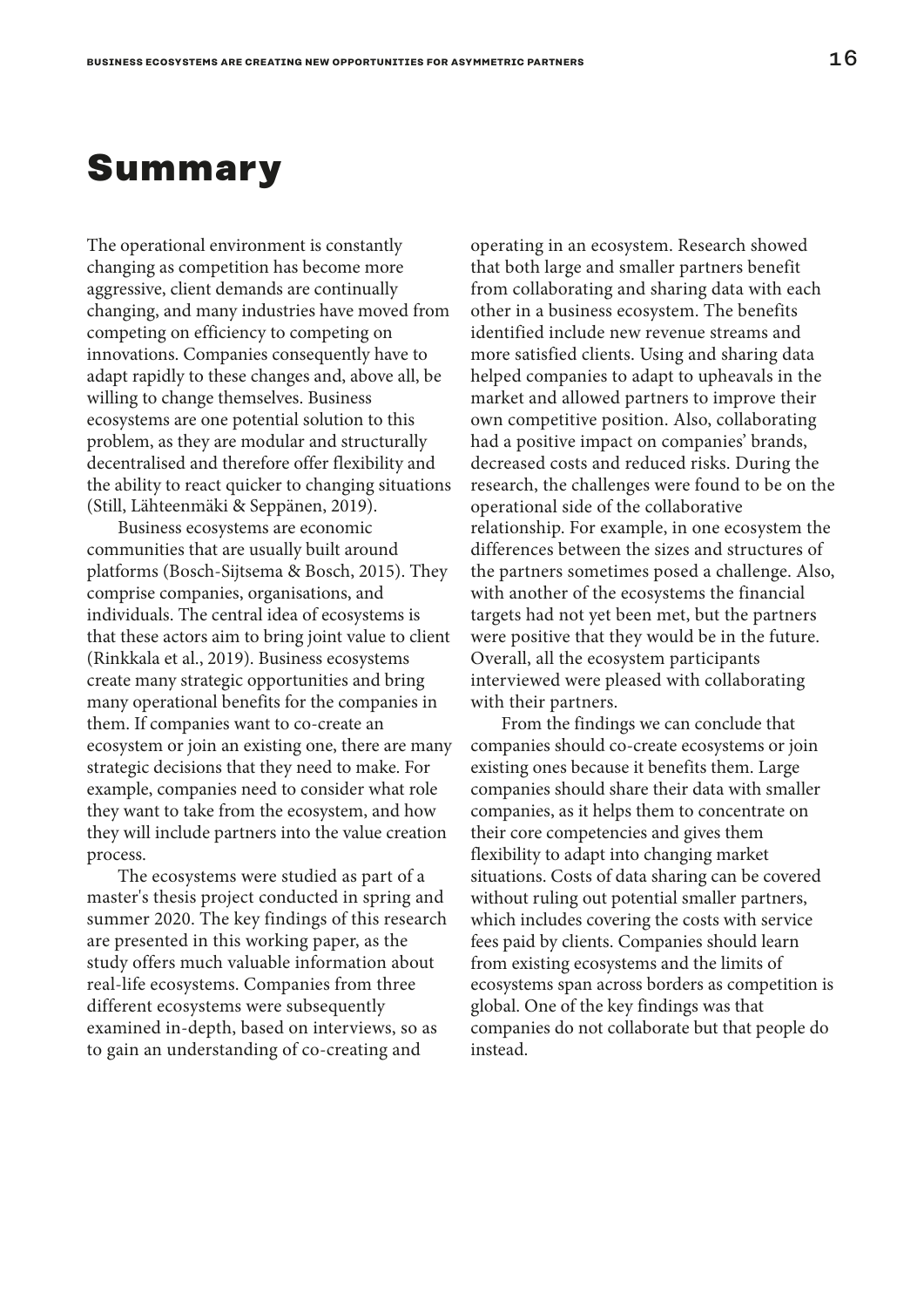# Summary

The operational environment is constantly changing as competition has become more aggressive, client demands are continually changing, and many industries have moved from competing on efficiency to competing on innovations. Companies consequently have to adapt rapidly to these changes and, above all, be willing to change themselves. Business ecosystems are one potential solution to this problem, as they are modular and structurally decentralised and therefore offer flexibility and the ability to react quicker to changing situations (Still, Lähteenmäki & Seppänen, 2019).

Business ecosystems are economic communities that are usually built around platforms (Bosch-Sijtsema & Bosch, 2015). They comprise companies, organisations, and individuals. The central idea of ecosystems is that these actors aim to bring joint value to client (Rinkkala et al., 2019). Business ecosystems create many strategic opportunities and bring many operational benefits for the companies in them. If companies want to co-create an ecosystem or join an existing one, there are many strategic decisions that they need to make. For example, companies need to consider what role they want to take from the ecosystem, and how they will include partners into the value creation process.

The ecosystems were studied as part of a master's thesis project conducted in spring and summer 2020. The key findings of this research are presented in this working paper, as the study offers much valuable information about real-life ecosystems. Companies from three different ecosystems were subsequently examined in-depth, based on interviews, so as to gain an understanding of co-creating and operating in an ecosystem. Research showed that both large and smaller partners benefit from collaborating and sharing data with each other in a business ecosystem. The benefits identified include new revenue streams and more satisfied clients. Using and sharing data helped companies to adapt to upheavals in the market and allowed partners to improve their own competitive position. Also, collaborating had a positive impact on companies' brands, decreased costs and reduced risks. During the research, the challenges were found to be on the operational side of the collaborative relationship. For example, in one ecosystem the differences between the sizes and structures of the partners sometimes posed a challenge. Also, with another of the ecosystems the financial targets had not yet been met, but the partners were positive that they would be in the future. Overall, all the ecosystem participants interviewed were pleased with collaborating with their partners.

From the findings we can conclude that companies should co-create ecosystems or join existing ones because it benefits them. Large companies should share their data with smaller companies, as it helps them to concentrate on their core competencies and gives them flexibility to adapt into changing market situations. Costs of data sharing can be covered without ruling out potential smaller partners, which includes covering the costs with service fees paid by clients. Companies should learn from existing ecosystems and the limits of ecosystems span across borders as competition is global. One of the key findings was that companies do not collaborate but that people do instead.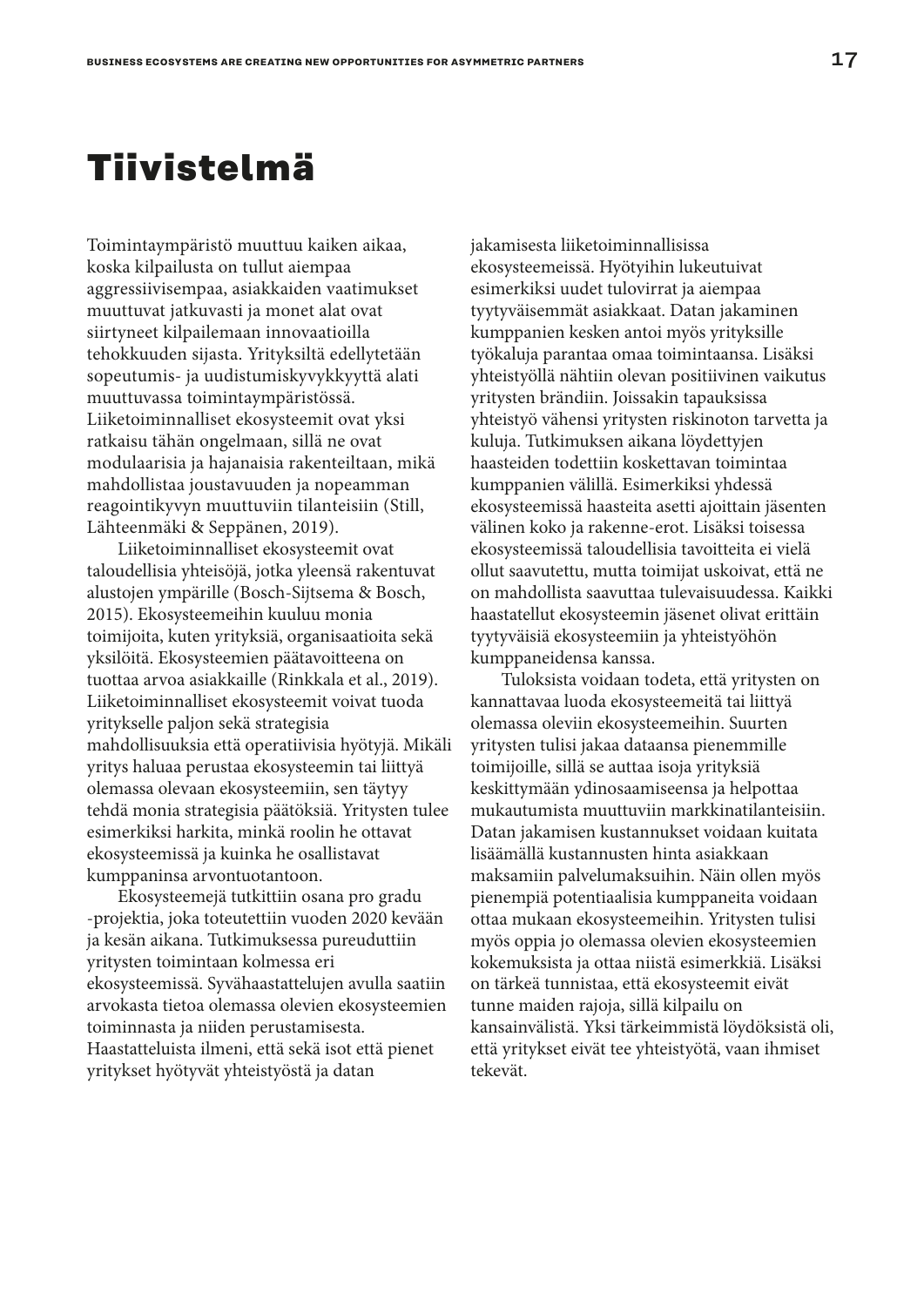# Tiivistelmä

Toimintaympäristö muuttuu kaiken aikaa, koska kilpailusta on tullut aiempaa aggressiivisempaa, asiakkaiden vaatimukset muuttuvat jatkuvasti ja monet alat ovat siirtyneet kilpailemaan innovaatioilla tehokkuuden sijasta. Yrityksiltä edellytetään sopeutumis- ja uudistumiskyvykkyyttä alati muuttuvassa toimintaympäristössä. Liiketoiminnalliset ekosysteemit ovat yksi ratkaisu tähän ongelmaan, sillä ne ovat modulaarisia ja hajanaisia rakenteiltaan, mikä mahdollistaa joustavuuden ja nopeamman reagointikyvyn muuttuviin tilanteisiin (Still, Lähteenmäki & Seppänen, 2019).

Liiketoiminnalliset ekosysteemit ovat taloudellisia yhteisöjä, jotka yleensä rakentuvat alustojen ympärille (Bosch-Sijtsema & Bosch, 2015). Ekosysteemeihin kuuluu monia toimijoita, kuten yrityksiä, organisaatioita sekä yksilöitä. Ekosysteemien päätavoitteena on tuottaa arvoa asiakkaille (Rinkkala et al., 2019). Liiketoiminnalliset ekosysteemit voivat tuoda yritykselle paljon sekä strategisia mahdollisuuksia että operatiivisia hyötyjä. Mikäli yritys haluaa perustaa ekosysteemin tai liittyä olemassa olevaan ekosysteemiin, sen täytyy tehdä monia strategisia päätöksiä. Yritysten tulee esimerkiksi harkita, minkä roolin he ottavat ekosysteemissä ja kuinka he osallistavat kumppaninsa arvontuotantoon.

Ekosysteemejä tutkittiin osana pro gradu -projektia, joka toteutettiin vuoden 2020 kevään ja kesän aikana. Tutkimuksessa pureuduttiin yritysten toimintaan kolmessa eri ekosysteemissä. Syvähaastattelujen avulla saatiin arvokasta tietoa olemassa olevien ekosysteemien toiminnasta ja niiden perustamisesta. Haastatteluista ilmeni, että sekä isot että pienet yritykset hyötyvät yhteistyöstä ja datan jakamisesta liiketoiminnallisissa ekosysteemeissä. Hyötyihin lukeutuivat esimerkiksi uudet tulovirrat ja aiempaa tyytyväisemmät asiakkaat. Datan jakaminen kumppanien kesken antoi myös yrityksille työkaluja parantaa omaa toimintaansa. Lisäksi yhteistyöllä nähtiin olevan positiivinen vaikutus yritysten brändiin. Joissakin tapauksissa yhteistyö vähensi yritysten riskinoton tarvetta ja kuluja. Tutkimuksen aikana löydettyjen haasteiden todettiin koskettavan toimintaa kumppanien välillä. Esimerkiksi yhdessä ekosysteemissä haasteita asetti ajoittain jäsenten välinen koko ja rakenne-erot. Lisäksi toisessa ekosysteemissä taloudellisia tavoitteita ei vielä ollut saavutettu, mutta toimijat uskoivat, että ne on mahdollista saavuttaa tulevaisuudessa. Kaikki haastatellut ekosysteemin jäsenet olivat erittäin tyytyväisiä ekosysteemiin ja yhteistyöhön kumppaneidensa kanssa.

Tuloksista voidaan todeta, että yritysten on kannattavaa luoda ekosysteemeitä tai liittyä olemassa oleviin ekosysteemeihin. Suurten yritysten tulisi jakaa dataansa pienemmille toimijoille, sillä se auttaa isoja yrityksiä keskittymään ydinosaamiseensa ja helpottaa mukautumista muuttuviin markkinatilanteisiin. Datan jakamisen kustannukset voidaan kuitata lisäämällä kustannusten hinta asiakkaan maksamiin palvelumaksuihin. Näin ollen myös pienempiä potentiaalisia kumppaneita voidaan ottaa mukaan ekosysteemeihin. Yritysten tulisi myös oppia jo olemassa olevien ekosysteemien kokemuksista ja ottaa niistä esimerkkiä. Lisäksi on tärkeä tunnistaa, että ekosysteemit eivät tunne maiden rajoja, sillä kilpailu on kansainvälistä. Yksi tärkeimmistä löydöksistä oli, että yritykset eivät tee yhteistyötä, vaan ihmiset tekevät.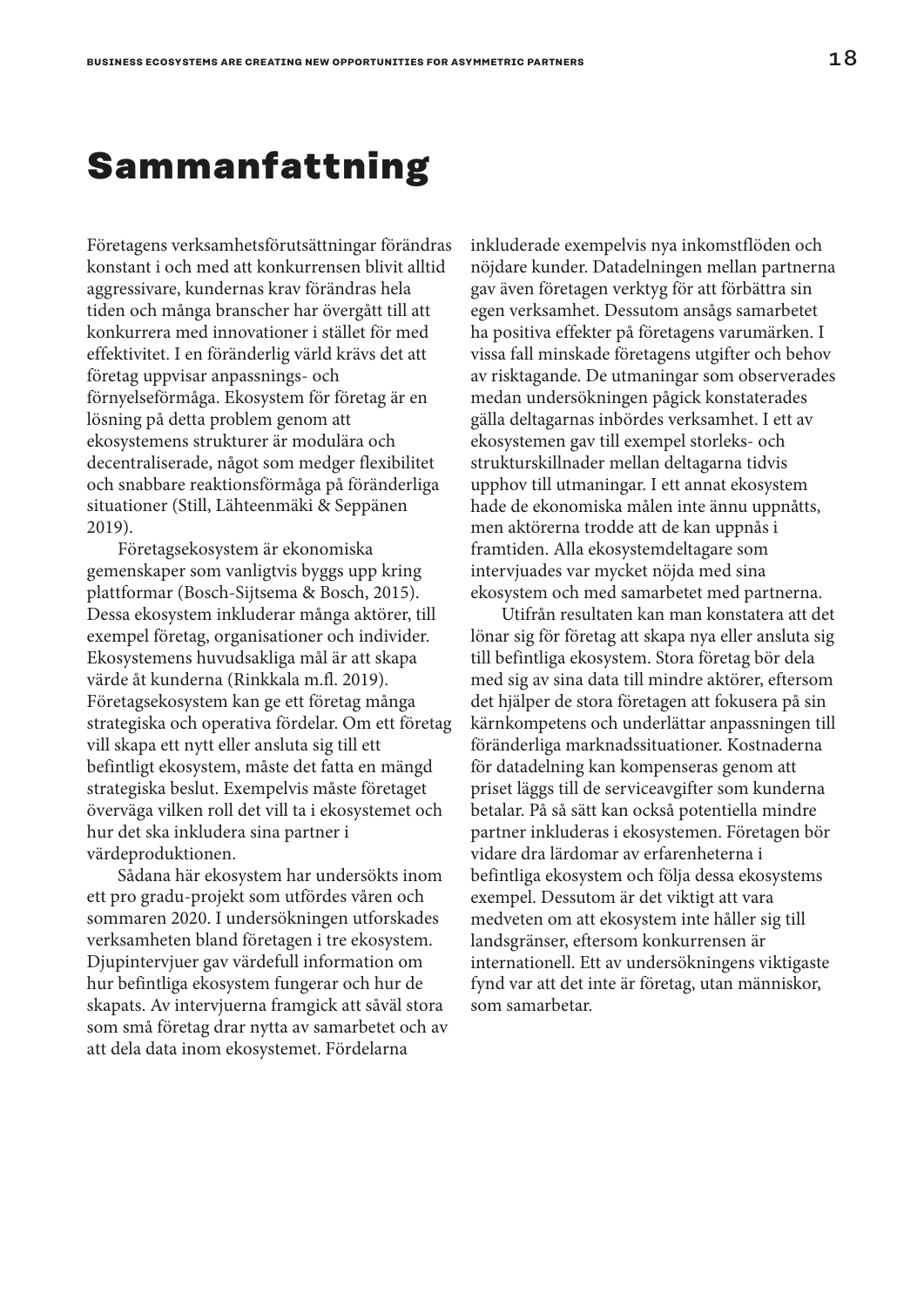# Sammanfattning

Företagens verksamhetsförutsättningar förändras konstant i och med att konkurrensen blivit alltid aggressivare, kundernas krav förändras hela tiden och många branscher har övergått till att konkurrera med innovationer i stället för med effektivitet. I en föränderlig värld krävs det att företag uppvisar anpassnings- och förnyelseförmåga. Ekosystem för företag är en lösning på detta problem genom att ekosystemens strukturer är modulära och decentraliserade, något som medger flexibilitet och snabbare reaktionsförmåga på föränderliga situationer (Still, Lähteenmäki & Seppänen 2019).

Företagsekosystem är ekonomiska gemenskaper som vanligtvis byggs upp kring plattformar (Bosch-Sijtsema & Bosch, 2015). Dessa ekosystem inkluderar många aktörer, till exempel företag, organisationer och individer. Ekosystemens huvudsakliga mål är att skapa värde åt kunderna (Rinkkala m.fl. 2019). Företagsekosystem kan ge ett företag många strategiska och operativa fördelar. Om ett företag vill skapa ett nytt eller ansluta sig till ett befintligt ekosystem, måste det fatta en mängd strategiska beslut. Exempelvis måste företaget överväga vilken roll det vill ta i ekosystemet och hur det ska inkludera sina partner i värdeproduktionen.

Sådana här ekosystem har undersökts inom ett pro gradu-projekt som utfördes våren och sommaren 2020. I undersökningen utforskades verksamheten bland företagen i tre ekosystem. Djupintervjuer gav värdefull information om hur befintliga ekosystem fungerar och hur de skapats. Av intervjuerna framgick att såväl stora som små företag drar nytta av samarbetet och av att dela data inom ekosystemet. Fördelarna inkluderade exempelvis nya inkomstflöden och nöjdare kunder. Datadelningen mellan partnerna gav även företagen verktyg för att förbättra sin egen verksamhet. Dessutom ansågs samarbetet ha positiva effekter på företagens varumärken. I vissa fall minskade företagens utgifter och behov av risktagande. De utmaningar som observerades medan undersökningen pågick konstaterades gälla deltagarnas inbördes verksamhet. I ett av ekosystemen gav till exempel storleks- och strukturskillnader mellan deltagarna tidvis upphov till utmaningar. I ett annat ekosystem hade de ekonomiska målen inte ännu uppnåtts, men aktörerna trodde att de kan uppnås i framtiden. Alla ekosystemdeltagare som intervjuades var mycket nöjda med sina ekosystem och med samarbetet med partnerna.

Utifrån resultaten kan man konstatera att det lönar sig för företag att skapa nya eller ansluta sig till befintliga ekosystem. Stora företag bör dela med sig av sina data till mindre aktörer, eftersom det hjälper de stora företagen att fokusera på sin kärnkompetens och underlättar anpassningen till föränderliga marknadssituationer. Kostnaderna för datadelning kan kompenseras genom att priset läggs till de serviceavgifter som kunderna betalar. På så sätt kan också potentiella mindre partner inkluderas i ekosystemen. Företagen bör vidare dra lärdomar av erfarenheterna i befintliga ekosystem och följa dessa ekosystems exempel. Dessutom är det viktigt att vara medveten om att ekosystem inte håller sig till landsgränser, eftersom konkurrensen är internationell. Ett av undersökningens viktigaste fynd var att det inte är företag, utan människor, som samarbetar.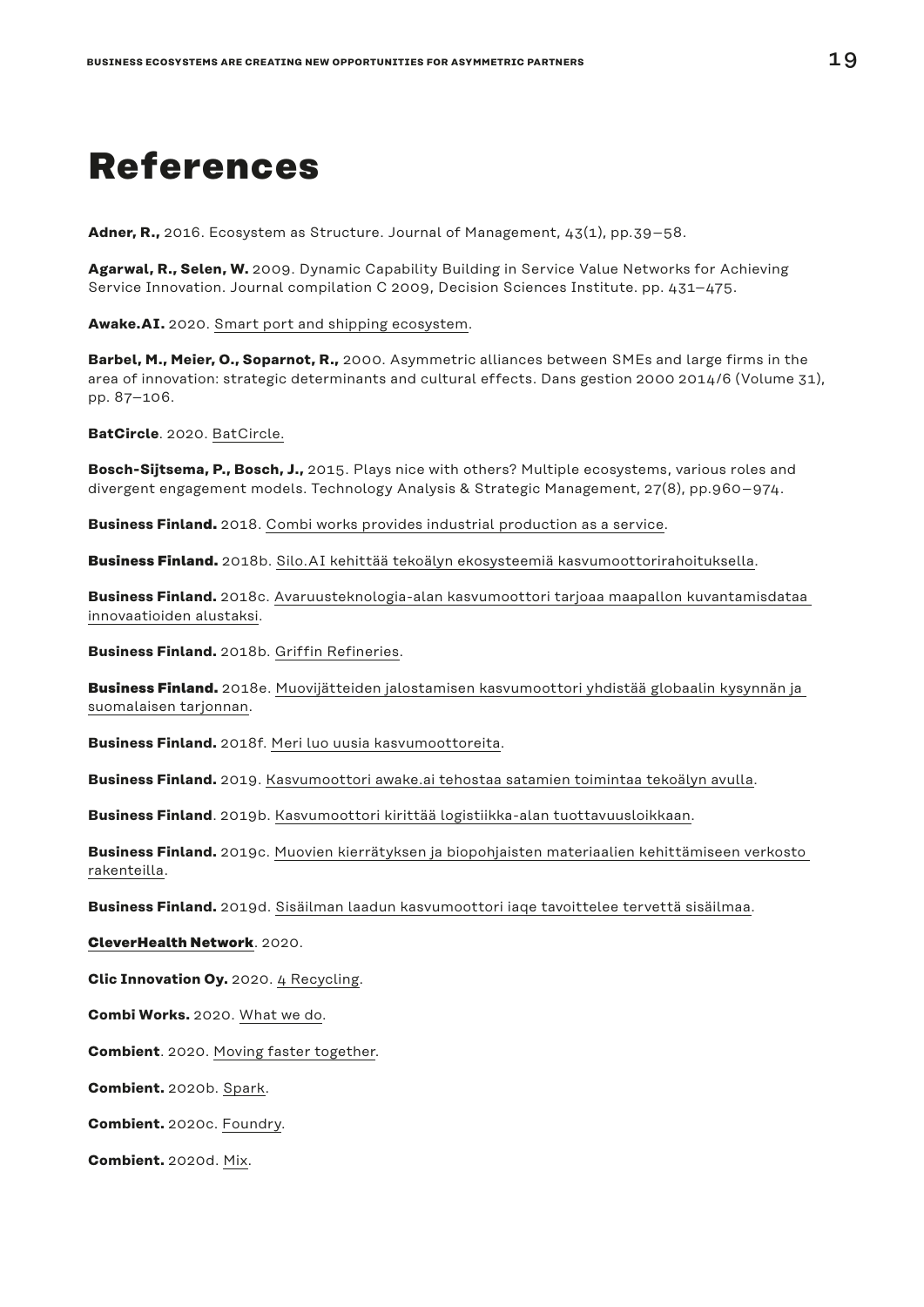# References

**Adner, R.,** 2016. Ecosystem as Structure. Journal of Management, 43(1), pp.39–58.

**Agarwal, R., Selen, W.** 2009. Dynamic Capability Building in Service Value Networks for Achieving Service Innovation. Journal compilation C 2009, Decision Sciences Institute. pp. 431–475.

**Awake.AI.** 2020. Smart port and shipping ecosystem.

**Barbel, M., Meier, O., Soparnot, R.,** 2000. Asymmetric alliances between SMEs and large firms in the area of innovation: strategic determinants and cultural effects. Dans gestion 2000 2014/6 (Volume 31), pp. 87–106.

**BatCircle**. 2020. BatCircle.

**Bosch-Sijtsema, P., Bosch, J.,** 2015. Plays nice with others? Multiple ecosystems, various roles and divergent engagement models. Technology Analysis & Strategic Management, 27(8), pp.960–974.

**Business Finland.** 2018. Combi works provides industrial production as a service.

**Business Finland.** 2018b. Silo.AI kehittää tekoälyn ekosysteemiä kasvumoottorirahoituksella.

**Business Finland.** 2018c. Avaruusteknologia-alan kasvumoottori tarjoaa maapallon kuvantamisdataa innovaatioiden alustaksi.

**Business Finland.** 2018b. Griffin Refineries.

**Business Finland.** 2018e. Muovijätteiden jalostamisen kasvumoottori yhdistää globaalin kysynnän ja suomalaisen tarjonnan.

**Business Finland.** 2018f. Meri luo uusia kasvumoottoreita.

**Business Finland.** 2019. Kasvumoottori awake.ai tehostaa satamien toimintaa tekoälyn avulla.

**Business Finland**. 2019b. Kasvumoottori kirittää logistiikka-alan tuottavuusloikkaan.

**Business Finland.** 2019c. Muovien kierrätyksen ja biopohjaisten materiaalien kehittämiseen verkosto rakenteilla.

**Business Finland.** 2019d. Sisäilman laadun kasvumoottori iaqe tavoittelee tervettä sisäilmaa.

**CleverHealth Network**. 2020.

**Clic Innovation Oy.** 2020. 4 Recycling.

**Combi Works.** 2020. What we do.

**Combient**. 2020. Moving faster together.

**Combient.** 2020b. Spark.

**Combient.** 2020c. Foundry.

**Combient.** 2020d. Mix.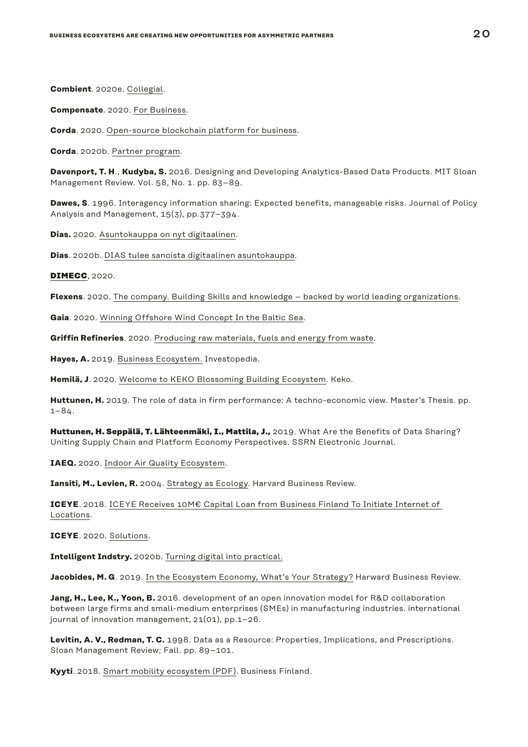**Combient**. 2020e. Collegial.

**Compensate**. 2020. For Business.

**Corda**. 2020. Open-source blockchain platform for business.

**Corda**. 2020b. Partner program.

**Davenport, T. H**., **Kudyba, S.** 2016. Designing and Developing Analytics-Based Data Products. MIT Sloan Management Review. Vol. 58, No. 1. pp. 83–89.

**Dawes, S**. 1996. Interagency information sharing: Expected benefits, manageable risks. Journal of Policy Analysis and Management, 15(3), pp.377–394.

**Dias.** 2020. Asuntokauppa on nyt digitaalinen.

**Dias**. 2020b. DIAS tulee sanoista digitaalinen asuntokauppa.

**DIMECC**, 2020.

**Flexens**. 2020. The company. Building Skills and knowledge – backed by world leading organizations.

**Gaia**. 2020. Winning Offshore Wind Concept In the Baltic Sea.

**Griffin Refineries**. 2020. Producing raw materials, fuels and energy from waste.

**Hayes, A.** 2019. Business Ecosystem. Investopedia.

**Hemilä, J**. 2020. Welcome to KEKO Blossoming Building Ecosystem. Keko.

**Huttunen, H.** 2019. The role of data in firm performance: A techno-economic view. Master's Thesis. pp. 1–84.

**Huttunen, H. Seppälä, T. Lähteenmäki, I., Mattila, J.,** 2019. What Are the Benefits of Data Sharing? Uniting Supply Chain and Platform Economy Perspectives. SSRN Electronic Journal.

**IAEQ.** 2020. Indoor Air Quality Ecosystem.

**Iansiti, M., Levien, R.** 2004. Strategy as Ecology. Harvard Business Review.

**ICEYE**. 2018. ICEYE Receives 10M€ Capital Loan from Business Finland To Initiate Internet of Locations.

**ICEYE**. 2020. Solutions.

**Intelligent Indstry.** 2020b. Turning digital into practical.

**Jacobides, M. G**. 2019. In the Ecosystem Economy, What's Your Strategy? Harward Business Review.

**Jang, H., Lee, K., Yoon, B.** 2016. development of an open innovation model for R&D collaboration between large firms and small-medium enterprises (SMEs) in manufacturing industries. international journal of innovation management, 21(01), pp.1–26.

**Levitin, A. V., Redman, T. C.** 1998. Data as a Resource: Properties, Implications, and Prescriptions. Sloan Management Review; Fall. pp. 89–101.

**Kyyti**. 2018. Smart mobility ecosystem (PDF). Business Finland.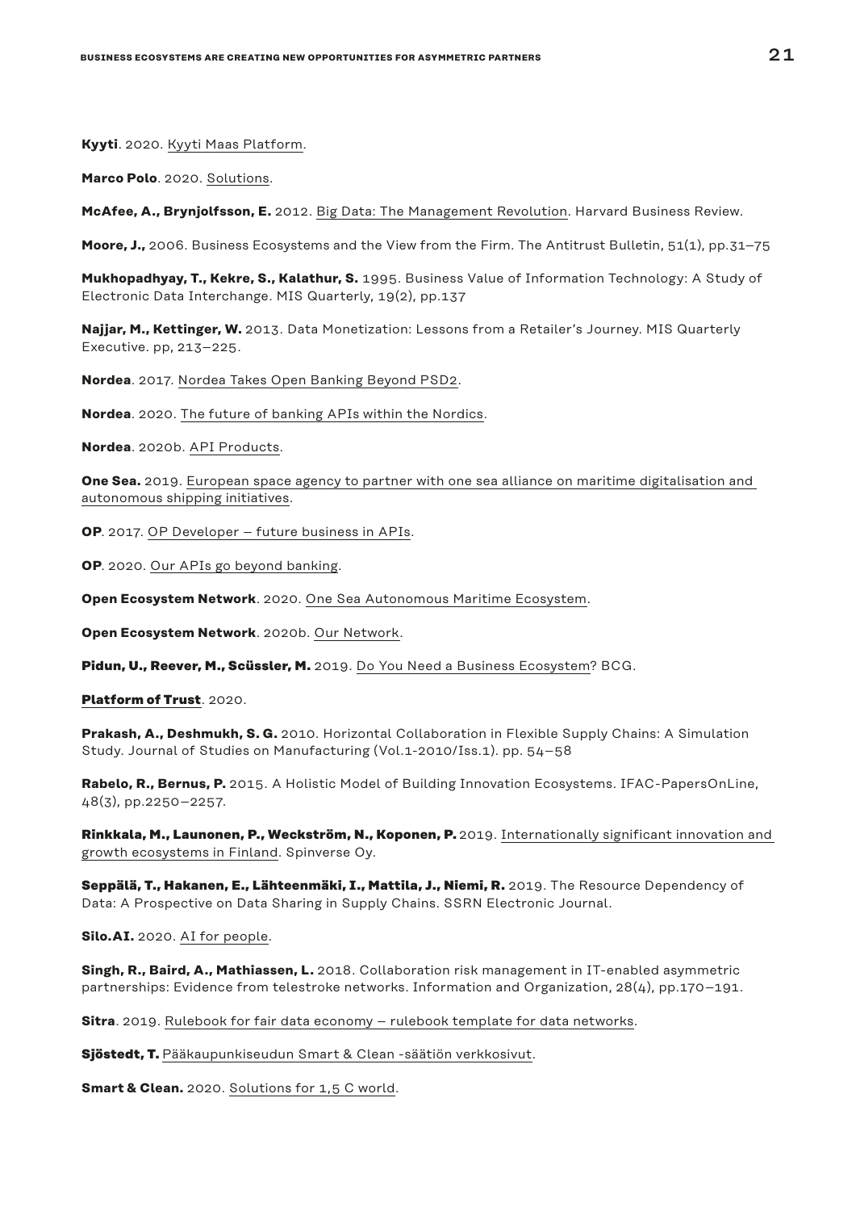**Kyyti**. 2020. Kyyti Maas Platform.

**Marco Polo**. 2020. Solutions.

**McAfee, A., Brynjolfsson, E.** 2012. Big Data: The Management Revolution. Harvard Business Review.

**Moore, J.,** 2006. Business Ecosystems and the View from the Firm. The Antitrust Bulletin, 51(1), pp.31–75

**Mukhopadhyay, T., Kekre, S., Kalathur, S.** 1995. Business Value of Information Technology: A Study of Electronic Data Interchange. MIS Quarterly, 19(2), pp.137

**Najjar, M., Kettinger, W.** 2013. Data Monetization: Lessons from a Retailer's Journey. MIS Quarterly Executive. pp, 213–225.

**Nordea**. 2017. Nordea Takes Open Banking Beyond PSD2.

**Nordea**. 2020. The future of banking APIs within the Nordics.

**Nordea**. 2020b. API Products.

**One Sea.** 2019. European space agency to partner with one sea alliance on maritime digitalisation and autonomous shipping initiatives.

**OP**. 2017. OP Developer – future business in APIs.

**OP**. 2020. Our APIs go beyond banking.

**Open Ecosystem Network**. 2020. One Sea Autonomous Maritime Ecosystem.

**Open Ecosystem Network**. 2020b. Our Network.

**Pidun, U., Reever, M., Scüssler, M.** 2019. Do You Need a Business Ecosystem? BCG.

**Platform of Trust**. 2020.

**Prakash, A., Deshmukh, S. G.** 2010. Horizontal Collaboration in Flexible Supply Chains: A Simulation Study. Journal of Studies on Manufacturing (Vol.1-2010/Iss.1). pp. 54–58

**Rabelo, R., Bernus, P.** 2015. A Holistic Model of Building Innovation Ecosystems. IFAC-PapersOnLine, 48(3), pp.2250–2257.

**Rinkkala, M., Launonen, P., Weckström, N., Koponen, P.** 2019. Internationally significant innovation and growth ecosystems in Finland. Spinverse Oy.

**Seppälä, T., Hakanen, E., Lähteenmäki, I., Mattila, J., Niemi, R.** 2019. The Resource Dependency of Data: A Prospective on Data Sharing in Supply Chains. SSRN Electronic Journal.

**Silo.AI.** 2020. AI for people.

**Singh, R., Baird, A., Mathiassen, L.** 2018. Collaboration risk management in IT-enabled asymmetric partnerships: Evidence from telestroke networks. Information and Organization, 28(4), pp.170–191.

**Sitra**. 2019. Rulebook for fair data economy – rulebook template for data networks.

**Sjöstedt, T.** Pääkaupunkiseudun Smart & Clean -säätiön verkkosivut.

**Smart & Clean.** 2020. Solutions for 1,5 C world.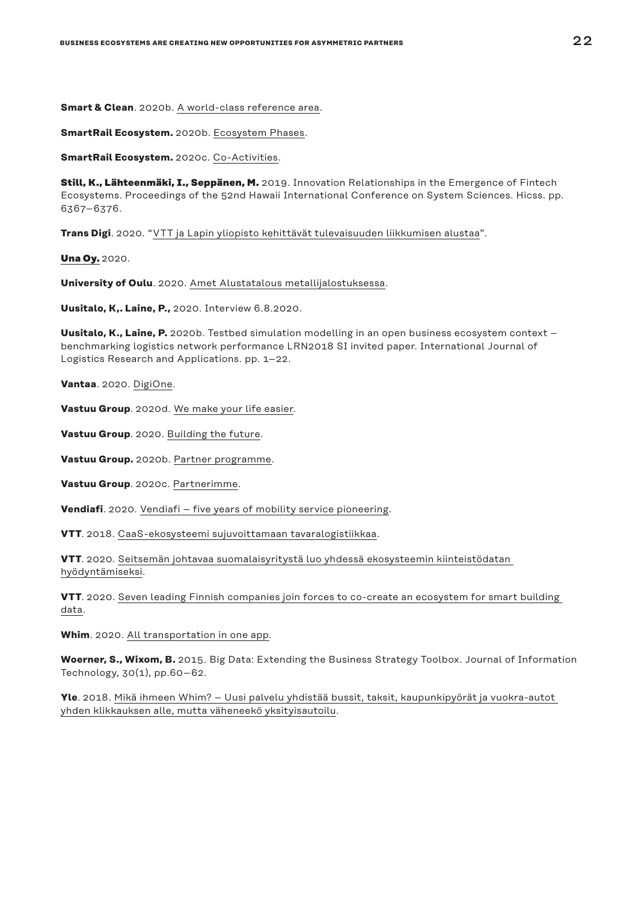**Smart & Clean**. 2020b. A world-class reference area.

**SmartRail Ecosystem.** 2020b. Ecosystem Phases.

**SmartRail Ecosystem.** 2020c. Co-Activities.

**Still, K., Lähteenmäki, I., Seppänen, M.** 2019. Innovation Relationships in the Emergence of Fintech Ecosystems. Proceedings of the 52nd Hawaii International Conference on System Sciences. Hicss. pp. 6367–6376.

**Trans Digi**. 2020. "VTT ja Lapin yliopisto kehittävät tulevaisuuden liikkumisen alustaa".

**Una Oy.** 2020.

**University of Oulu**. 2020. Amet Alustatalous metallijalostuksessa.

**Uusitalo, K,. Laine, P.,** 2020. Interview 6.8.2020.

**Uusitalo, K., Laine, P.** 2020b. Testbed simulation modelling in an open business ecosystem context – benchmarking logistics network performance LRN2018 SI invited paper. International Journal of Logistics Research and Applications. pp. 1–22.

**Vantaa**. 2020. DigiOne.

**Vastuu Group**. 2020d. We make your life easier.

**Vastuu Group**. 2020. Building the future.

**Vastuu Group.** 2020b. Partner programme.

**Vastuu Group**. 2020c. Partnerimme.

**Vendiafi**. 2020. Vendiafi – five years of mobility service pioneering.

**VTT**. 2018. CaaS-ekosysteemi sujuvoittamaan tavaralogistiikkaa.

**VTT**. 2020. Seitsemän johtavaa suomalaisyritystä luo yhdessä ekosysteemin kiinteistödatan hyödyntämiseksi.

**VTT**. 2020. Seven leading Finnish companies join forces to co-create an ecosystem for smart building data.

**Whim**. 2020. All transportation in one app.

**Woerner, S., Wixom, B.** 2015. Big Data: Extending the Business Strategy Toolbox. Journal of Information Technology, 30(1), pp.60–62.

**Yle**. 2018. Mikä ihmeen Whim? – Uusi palvelu yhdistää bussit, taksit, kaupunkipyörät ja vuokra-autot yhden klikkauksen alle, mutta väheneekö yksityisautoilu.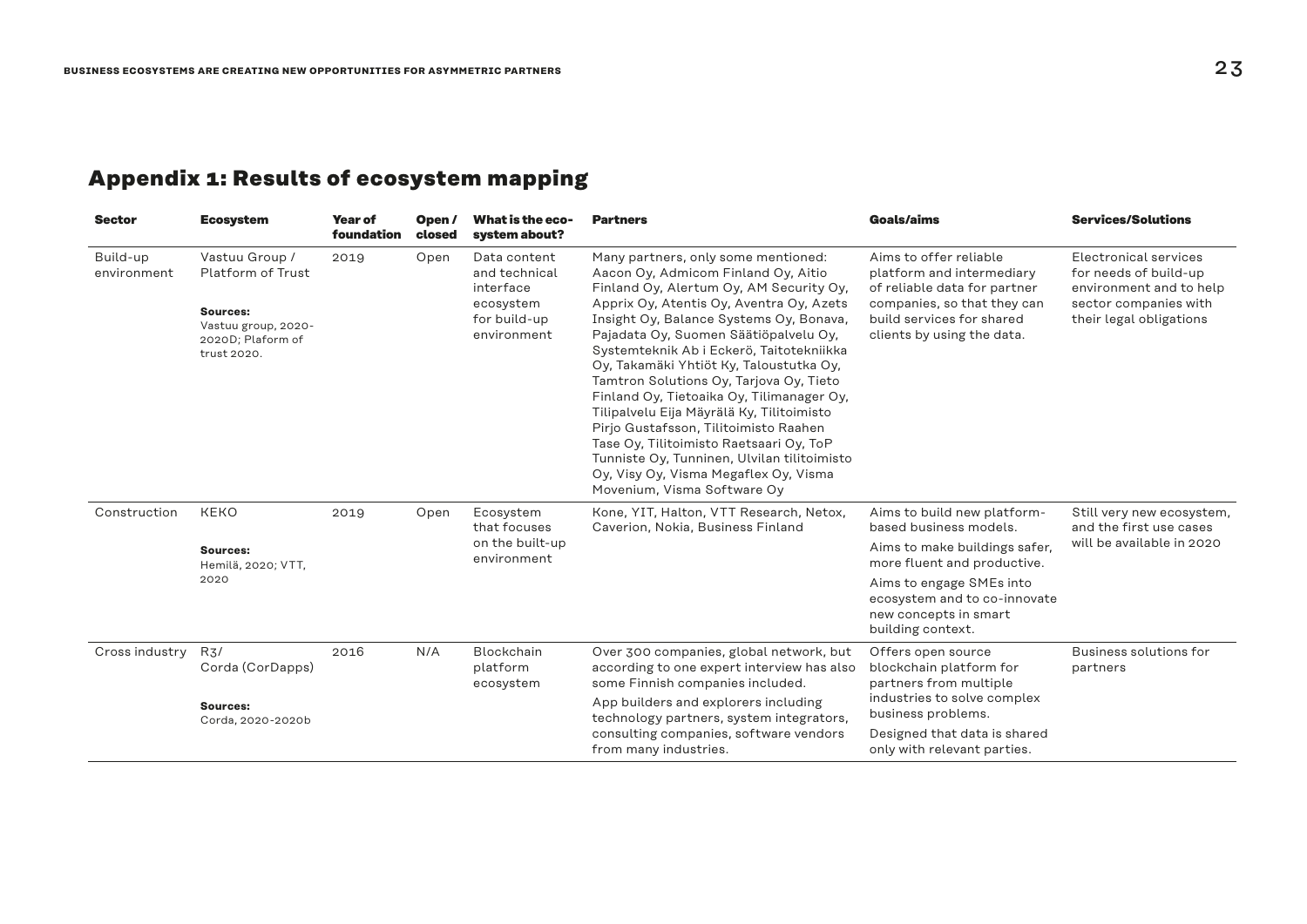## Appendix 1: Results of ecosystem mapping

| Sector | Ecosystem | Year of foundation | Open / closed | What is the eco-system about? | Partners | Goals/aims | Services/Solutions |
|---|---|---|---|---|---|---|---|
| Build-up environment | Vastuu Group / Platform of Trust<br><br>**Sources:**<br>Vastuu group, 2020-2020D; Plaform of trust 2020. | 2019 | Open | Data content and technical interface ecosystem for build-up environment | Many partners, only some mentioned: Aacon Oy, Admicom Finland Oy, Aitio Finland Oy, Alertum Oy, AM Security Oy, Apprix Oy, Atentis Oy, Aventra Oy, Azets Insight Oy, Balance Systems Oy, Bonava, Pajadata Oy, Suomen Säätiöpalvelu Oy, Systemteknik Ab i Eckerö, Taitotekniikka Oy, Takamäki Yhtiöt Ky, Taloustutka Oy, Tamtron Solutions Oy, Tarjova Oy, Tieto Finland Oy, Tietoaika Oy, Tilimanager Oy, Tilipalvelu Eija Mäyrälä Ky, Tilitoimisto Pirjo Gustafsson, Tilitoimisto Raahen Tase Oy, Tilitoimisto Raetsaari Oy, ToP Tunniste Oy, Tunninen, Ulvilan tilitoimisto Oy, Visy Oy, Visma Megaflex Oy, Visma Movenium, Visma Software Oy | Aims to offer reliable platform and intermediary of reliable data for partner companies, so that they can build services for shared clients by using the data. | Electronical services for needs of build-up environment and to help sector companies with their legal obligations |
| Construction | KEKO<br><br>**Sources:**<br>Hemilä, 2020; VTT, 2020 | 2019 | Open | Ecosystem that focuses on the built-up environment | Kone, YIT, Halton, VTT Research, Netox, Caverion, Nokia, Business Finland | Aims to build new platform-based business models.<br><br>Aims to make buildings safer, more fluent and productive.<br><br>Aims to engage SMEs into ecosystem and to co-innovate new concepts in smart building context. | Still very new ecosystem, and the first use cases will be available in 2020 |
| Cross industry | R3/ Corda (CorDapps)<br><br>**Sources:**<br>Corda, 2020-2020b | 2016 | N/A | Blockchain platform ecosystem | Over 300 companies, global network, but according to one expert interview has also some Finnish companies included.<br><br>App builders and explorers including technology partners, system integrators, consulting companies, software vendors from many industries. | Offers open source blockchain platform for partners from multiple industries to solve complex business problems.<br><br>Designed that data is shared only with relevant parties. | Business solutions for partners |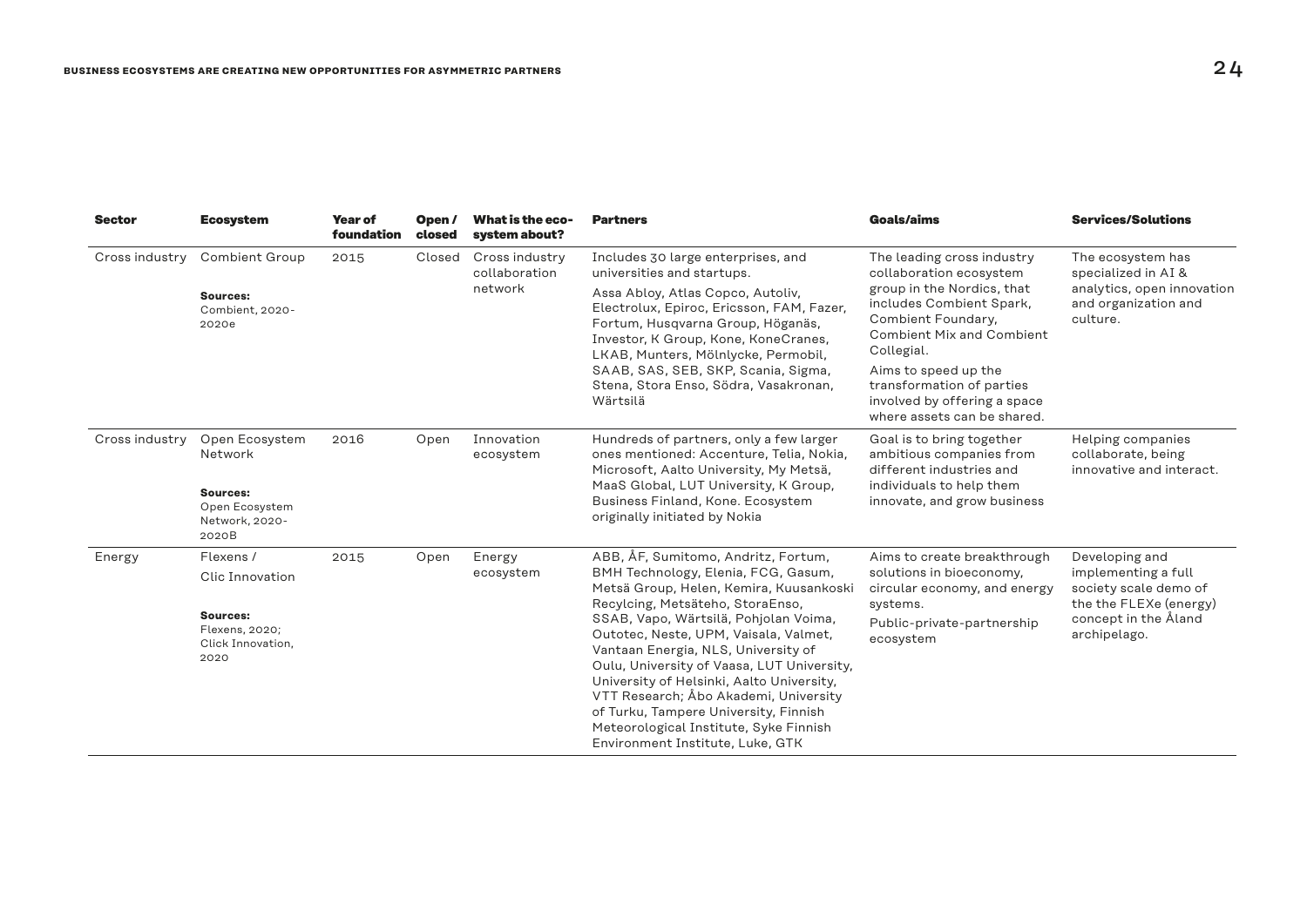| Sector | Ecosystem | Year of foundation | Open / closed | What is the eco-system about? | Partners | Goals/aims | Services/Solutions |
|---|---|---|---|---|---|---|---|
| Cross industry | Combient Group<br><br>**Sources:**<br>Combient, 2020-2020e | 2015 | Closed | Cross industry collaboration network | Includes 30 large enterprises, and universities and startups.<br><br>Assa Abloy, Atlas Copco, Autoliv, Electrolux, Epiroc, Ericsson, FAM, Fazer, Fortum, Husqvarna Group, Höganäs, Investor, K Group, Kone, KoneCranes, LKAB, Munters, Mölnlycke, Permobil, SAAB, SAS, SEB, SKP, Scania, Sigma, Stena, Stora Enso, Södra, Vasakronan, Wärtsilä | The leading cross industry collaboration ecosystem group in the Nordics, that includes Combient Spark, Combient Foundary, Combient Mix and Combient Collegial.<br><br>Aims to speed up the transformation of parties involved by offering a space where assets can be shared. | The ecosystem has specialized in AI & analytics, open innovation and organization and culture. |
| Cross industry | Open Ecosystem Network<br><br>**Sources:**<br>Open Ecosystem Network, 2020-2020B | 2016 | Open | Innovation ecosystem | Hundreds of partners, only a few larger ones mentioned: Accenture, Telia, Nokia, Microsoft, Aalto University, My Metsä, MaaS Global, LUT University, K Group, Business Finland, Kone. Ecosystem originally initiated by Nokia | Goal is to bring together ambitious companies from different industries and individuals to help them innovate, and grow business | Helping companies collaborate, being innovative and interact. |
| Energy | Flexens /<br>Clic Innovation<br><br>**Sources:**<br>Flexens, 2020;<br>Click Innovation, 2020 | 2015 | Open | Energy ecosystem | ABB, ÅF, Sumitomo, Andritz, Fortum, BMH Technology, Elenia, FCG, Gasum, Metsä Group, Helen, Kemira, Kuusankoski Recylcing, Metsäteho, StoraEnso, SSAB, Vapo, Wärtsilä, Pohjolan Voima, Outotec, Neste, UPM, Vaisala, Valmet, Vantaan Energia, NLS, University of Oulu, University of Vaasa, LUT University, University of Helsinki, Aalto University, VTT Research; Åbo Akademi, University of Turku, Tampere University, Finnish Meteorological Institute, Syke Finnish Environment Institute, Luke, GTK | Aims to create breakthrough solutions in bioeconomy, circular economy, and energy systems.<br><br>Public-private-partnership ecosystem | Developing and implementing a full society scale demo of the the FLEXe (energy) concept in the Åland archipelago. |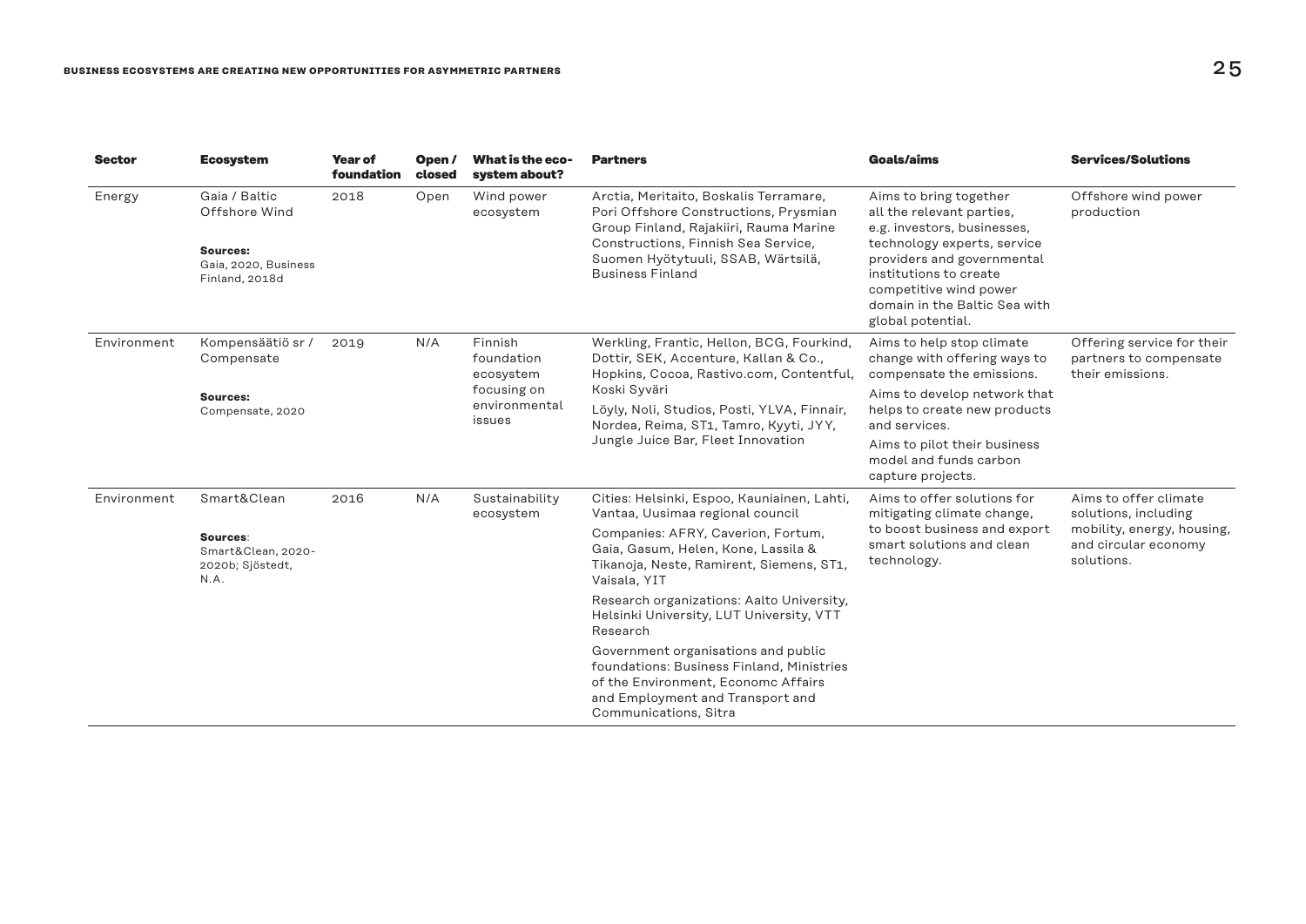| Sector | Ecosystem | Year of foundation | Open / closed | What is the eco-system about? | Partners | Goals/aims | Services/Solutions |
|---|---|---|---|---|---|---|---|
| Energy | Gaia / Baltic Offshore Wind<br><br>**Sources:**<br>Gaia, 2020, Business Finland, 2018d | 2018 | Open | Wind power ecosystem | Arctia, Meritaito, Boskalis Terramare, Pori Offshore Constructions, Prysmian Group Finland, Rajakiiri, Rauma Marine Constructions, Finnish Sea Service, Suomen Hyötytuuli, SSAB, Wärtsilä, Business Finland | Aims to bring together all the relevant parties, e.g. investors, businesses, technology experts, service providers and governmental institutions to create competitive wind power domain in the Baltic Sea with global potential. | Offshore wind power production |
| Environment | Kompensäätiö sr / Compensate<br><br>**Sources:**<br>Compensate, 2020 | 2019 | N/A | Finnish foundation ecosystem focusing on environmental issues | Werkling, Frantic, Hellon, BCG, Fourkind, Dottir, SEK, Accenture, Kallan & Co., Hopkins, Cocoa, Rastivo.com, Contentful, Koski Syväri<br><br>Löyly, Noli, Studios, Posti, YLVA, Finnair, Nordea, Reima, ST1, Tamro, Kyyti, JYY, Jungle Juice Bar, Fleet Innovation | Aims to help stop climate change with offering ways to compensate the emissions.<br><br>Aims to develop network that helps to create new products and services.<br><br>Aims to pilot their business model and funds carbon capture projects. | Offering service for their partners to compensate their emissions. |
| Environment | Smart&Clean<br><br>**Sources**:<br>Smart&Clean, 2020-2020b; Sjöstedt, N.A. | 2016 | N/A | Sustainability ecosystem | Cities: Helsinki, Espoo, Kauniainen, Lahti, Vantaa, Uusimaa regional council<br><br>Companies: AFRY, Caverion, Fortum, Gaia, Gasum, Helen, Kone, Lassila & Tikanoja, Neste, Ramirent, Siemens, ST1, Vaisala, YIT<br><br>Research organizations: Aalto University, Helsinki University, LUT University, VTT Research<br><br>Government organisations and public foundations: Business Finland, Ministries of the Environment, Economc Affairs and Employment and Transport and Communications, Sitra | Aims to offer solutions for mitigating climate change, to boost business and export smart solutions and clean technology. | Aims to offer climate solutions, including mobility, energy, housing, and circular economy solutions. |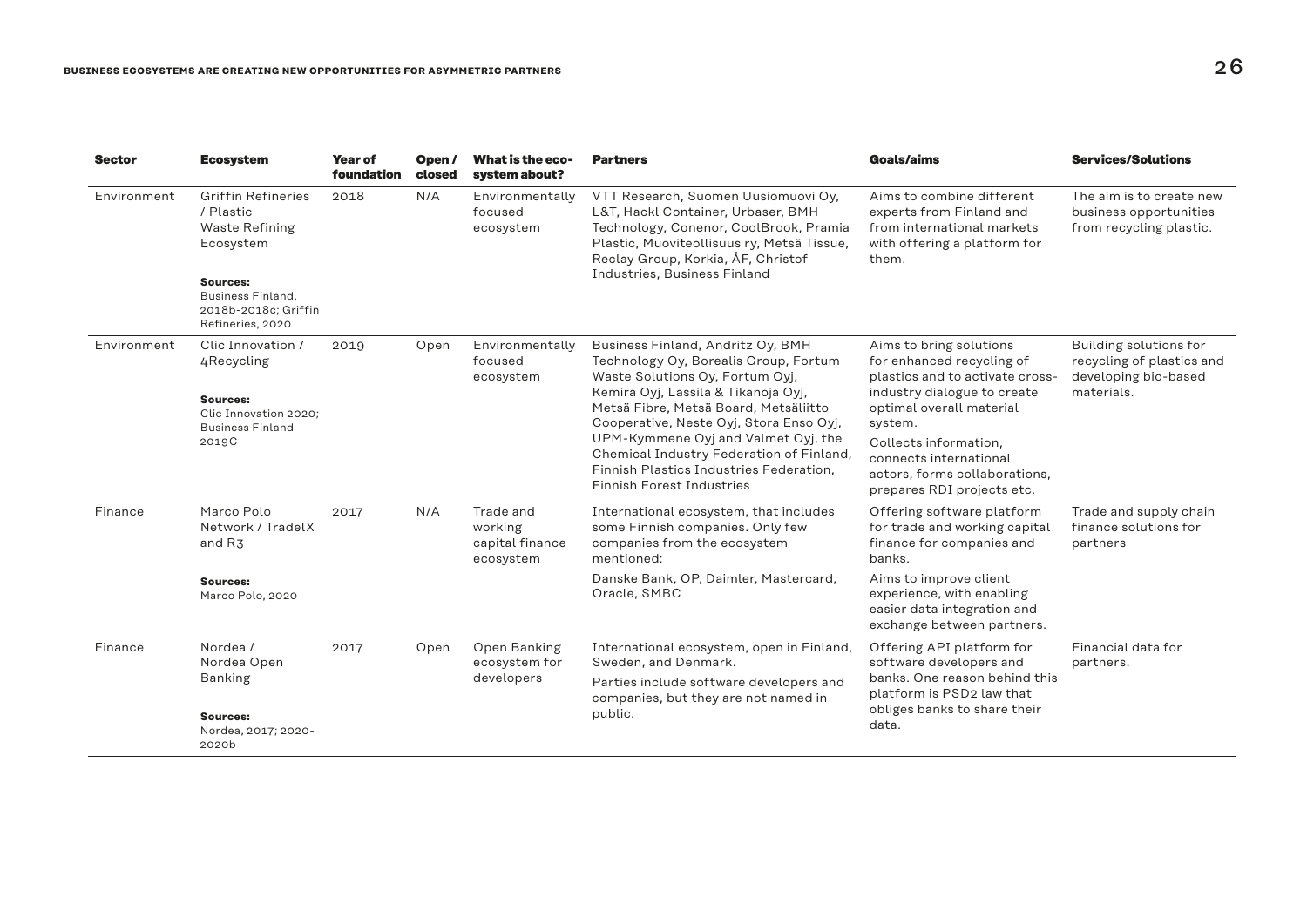| Sector | Ecosystem | Year of foundation | Open / closed | What is the eco-system about? | Partners | Goals/aims | Services/Solutions |
|---|---|---|---|---|---|---|---|
| Environment | Griffin Refineries / Plastic Waste Refining Ecosystem<br><br>**Sources:**<br>Business Finland, 2018b-2018c; Griffin Refineries, 2020 | 2018 | N/A | Environmentally focused ecosystem | VTT Research, Suomen Uusiomuovi Oy, L&T, Hackl Container, Urbaser, BMH Technology, Conenor, CoolBrook, Pramia Plastic, Muoviteollisuus ry, Metsä Tissue, Reclay Group, Korkia, ÅF, Christof Industries, Business Finland | Aims to combine different experts from Finland and from international markets with offering a platform for them. | The aim is to create new business opportunities from recycling plastic. |
| Environment | Clic Innovation / 4Recycling<br><br>**Sources:**<br>Clic Innovation 2020; Business Finland 2019C | 2019 | Open | Environmentally focused ecosystem | Business Finland, Andritz Oy, BMH Technology Oy, Borealis Group, Fortum Waste Solutions Oy, Fortum Oyj, Kemira Oyj, Lassila & Tikanoja Oyj, Metsä Fibre, Metsä Board, Metsäliitto Cooperative, Neste Oyj, Stora Enso Oyj, UPM-Kymmene Oyj and Valmet Oyj, the Chemical Industry Federation of Finland, Finnish Plastics Industries Federation, Finnish Forest Industries | Aims to bring solutions for enhanced recycling of plastics and to activate cross-industry dialogue to create optimal overall material system.<br><br>Collects information, connects international actors, forms collaborations, prepares RDI projects etc. | Building solutions for recycling of plastics and developing bio-based materials. |
| Finance | Marco Polo Network / TradelX and R3<br><br>**Sources:**<br>Marco Polo, 2020 | 2017 | N/A | Trade and working capital finance ecosystem | International ecosystem, that includes some Finnish companies. Only few companies from the ecosystem mentioned:<br><br>Danske Bank, OP, Daimler, Mastercard, Oracle, SMBC | Offering software platform for trade and working capital finance for companies and banks.<br><br>Aims to improve client experience, with enabling easier data integration and exchange between partners. | Trade and supply chain finance solutions for partners |
| Finance | Nordea / Nordea Open Banking<br><br>**Sources:**<br>Nordea, 2017; 2020-2020b | 2017 | Open | Open Banking ecosystem for developers | International ecosystem, open in Finland, Sweden, and Denmark.<br><br>Parties include software developers and companies, but they are not named in public. | Offering API platform for software developers and banks. One reason behind this platform is PSD2 law that obliges banks to share their data. | Financial data for partners. |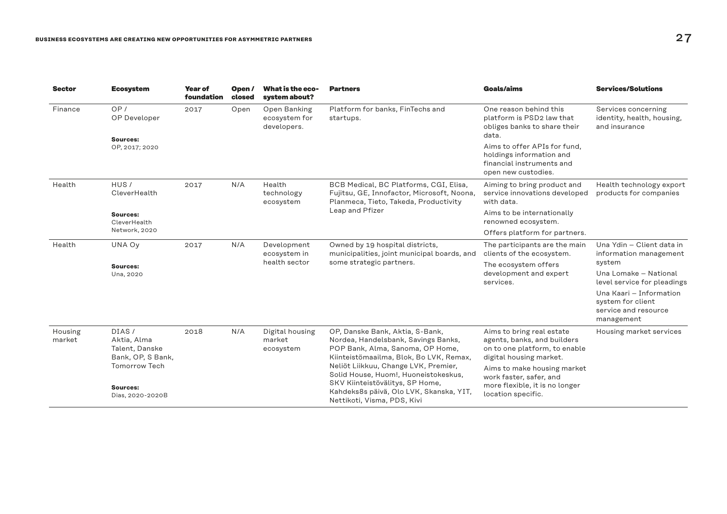| Sector | Ecosystem | Year of foundation | Open / closed | What is the eco-system about? | Partners | Goals/aims | Services/Solutions |
|---|---|---|---|---|---|---|---|
| Finance | OP / OP Developer<br><br>**Sources:**<br>OP, 2017; 2020 | 2017 | Open | Open Banking ecosystem for developers. | Platform for banks, FinTechs and startups. | One reason behind this platform is PSD2 law that obliges banks to share their data.<br><br>Aims to offer APIs for fund, holdings information and financial instruments and open new custodies. | Services concerning identity, health, housing, and insurance |
| Health | HUS / CleverHealth<br><br>**Sources:**<br>CleverHealth Network, 2020 | 2017 | N/A | Health technology ecosystem | BCB Medical, BC Platforms, CGI, Elisa, Fujitsu, GE, Innofactor, Microsoft, Noona, Planmeca, Tieto, Takeda, Productivity Leap and Pfizer | Aiming to bring product and service innovations developed with data.<br><br>Aims to be internationally renowned ecosystem.<br><br>Offers platform for partners. | Health technology export products for companies |
| Health | UNA Oy<br><br>**Sources:**<br>Una, 2020 | 2017 | N/A | Development ecosystem in health sector | Owned by 19 hospital districts, municipalities, joint municipal boards, and some strategic partners. | The participants are the main clients of the ecosystem.<br><br>The ecosystem offers development and expert services. | Una Ydin – Client data in information management system<br><br>Una Lomake – National level service for pleadings<br><br>Una Kaari – Information system for client service and resource management |
| Housing market | DIAS / Aktia, Alma Talent, Danske Bank, OP, S Bank, Tomorrow Tech<br><br>**Sources:**<br>Dias, 2020-2020B | 2018 | N/A | Digital housing market ecosystem | OP, Danske Bank, Aktia, S-Bank, Nordea, Handelsbank, Savings Banks, POP Bank, Alma, Sanoma, OP Home, Kiinteistömaailma, Blok, Bo LVK, Remax, Neliöt Liikkuu, Change LVK, Premier, Solid House, Huom!, Huoneistokeskus, SKV Kiinteistövälitys, SP Home, Kahdeks8s päivä, Olo LVK, Skanska, YIT, Nettikoti, Visma, PDS, Kivi | Aims to bring real estate agents, banks, and builders on to one platform, to enable digital housing market.<br><br>Aims to make housing market work faster, safer, and more flexible, it is no longer location specific. | Housing market services |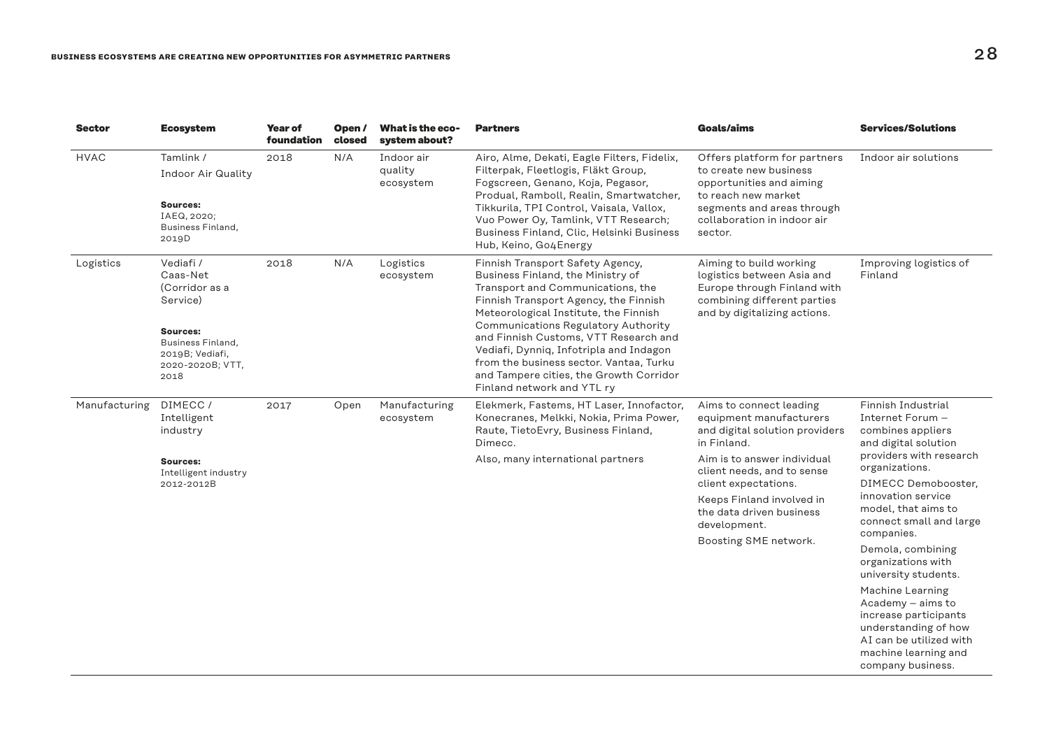| Sector | Ecosystem | Year of foundation | Open / closed | What is the eco-system about? | Partners | Goals/aims | Services/Solutions |
|---|---|---|---|---|---|---|---|
| HVAC | Tamlink / Indoor Air Quality<br><br>**Sources:** IAEQ, 2020; Business Finland, 2019D | 2018 | N/A | Indoor air quality ecosystem | Airo, Alme, Dekati, Eagle Filters, Fidelix, Filterpak, Fleetlogis, Fläkt Group, Fogscreen, Genano, Koja, Pegasor, Produal, Ramboll, Realin, Smartwatcher, Tikkurila, TPI Control, Vaisala, Vallox, Vuo Power Oy, Tamlink, VTT Research; Business Finland, Clic, Helsinki Business Hub, Keino, Go4Energy | Offers platform for partners to create new business opportunities and aiming to reach new market segments and areas through collaboration in indoor air sector. | Indoor air solutions |
| Logistics | Vediafi / Caas-Net (Corridor as a Service)<br><br>**Sources:** Business Finland, 2019B; Vediafi, 2020-2020B; VTT, 2018 | 2018 | N/A | Logistics ecosystem | Finnish Transport Safety Agency, Business Finland, the Ministry of Transport and Communications, the Finnish Transport Agency, the Finnish Meteorological Institute, the Finnish Communications Regulatory Authority and Finnish Customs, VTT Research and Vediafi, Dynniq, Infotripla and Indagon from the business sector. Vantaa, Turku and Tampere cities, the Growth Corridor Finland network and YTL ry | Aiming to build working logistics between Asia and Europe through Finland with combining different parties and by digitalizing actions. | Improving logistics of Finland |
| Manufacturing | DIMECC / Intelligent industry<br><br>**Sources:** Intelligent industry 2012-2012B | 2017 | Open | Manufacturing ecosystem | Elekmerk, Fastems, HT Laser, Innofactor, Konecranes, Melkki, Nokia, Prima Power, Raute, TietoEvry, Business Finland, Dimecc.<br><br>Also, many international partners | Aims to connect leading equipment manufacturers and digital solution providers in Finland.<br><br>Aim is to answer individual client needs, and to sense client expectations.<br><br>Keeps Finland involved in the data driven business development.<br><br>Boosting SME network. | Finnish Industrial Internet Forum – combines appliers and digital solution providers with research organizations.<br><br>DIMECC Demobooster, innovation service model, that aims to connect small and large companies.<br><br>Demola, combining organizations with university students.<br><br>Machine Learning Academy – aims to increase participants understanding of how AI can be utilized with machine learning and company business. |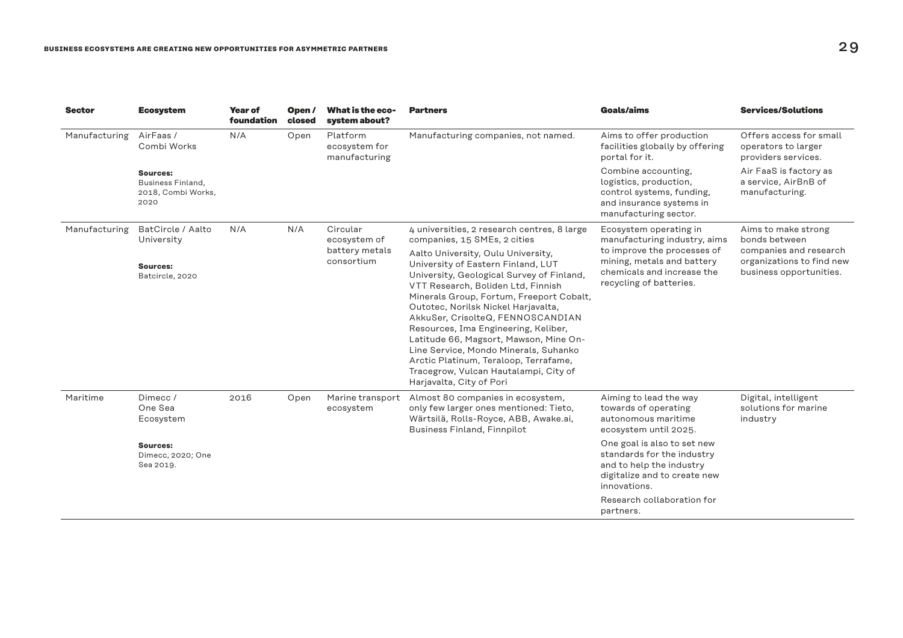| Sector | Ecosystem | Year of foundation | Open / closed | What is the eco-system about? | Partners | Goals/aims | Services/Solutions |
|---|---|---|---|---|---|---|---|
| Manufacturing | AirFaas / Combi Works<br><br>**Sources:** Business Finland, 2018, Combi Works, 2020 | N/A | Open | Platform ecosystem for manufacturing | Manufacturing companies, not named. | Aims to offer production facilities globally by offering portal for it.<br><br>Combine accounting, logistics, production, control systems, funding, and insurance systems in manufacturing sector. | Offers access for small operators to larger providers services.<br><br>Air FaaS is factory as a service, AirBnB of manufacturing. |
| Manufacturing | BatCircle / Aalto University<br><br>**Sources:** Batcircle, 2020 | N/A | N/A | Circular ecosystem of battery metals consortium | 4 universities, 2 research centres, 8 large companies, 15 SMEs, 2 cities<br><br>Aalto University, Oulu University, University of Eastern Finland, LUT University, Geological Survey of Finland, VTT Research, Boliden Ltd, Finnish Minerals Group, Fortum, Freeport Cobalt, Outotec, Norilsk Nickel Harjavalta, AkkuSer, CrisolteQ, FENNOSCANDIAN Resources, Ima Engineering, Keliber, Latitude 66, Magsort, Mawson, Mine On-Line Service, Mondo Minerals, Suhanko Arctic Platinum, Teraloop, Terrafame, Tracegrow, Vulcan Hautalampi, City of Harjavalta, City of Pori | Ecosystem operating in manufacturing industry, aims to improve the processes of mining, metals and battery chemicals and increase the recycling of batteries. | Aims to make strong bonds between companies and research organizations to find new business opportunities. |
| Maritime | Dimecc / One Sea Ecosystem<br><br>**Sources:** Dimecc, 2020; One Sea 2019. | 2016 | Open | Marine transport ecosystem | Almost 80 companies in ecosystem, only few larger ones mentioned: Tieto, Wärtsilä, Rolls-Royce, ABB, Awake.ai, Business Finland, Finnpilot | Aiming to lead the way towards of operating autonomous maritime ecosystem until 2025.<br><br>One goal is also to set new standards for the industry and to help the industry digitalize and to create new innovations.<br><br>Research collaboration for partners. | Digital, intelligent solutions for marine industry |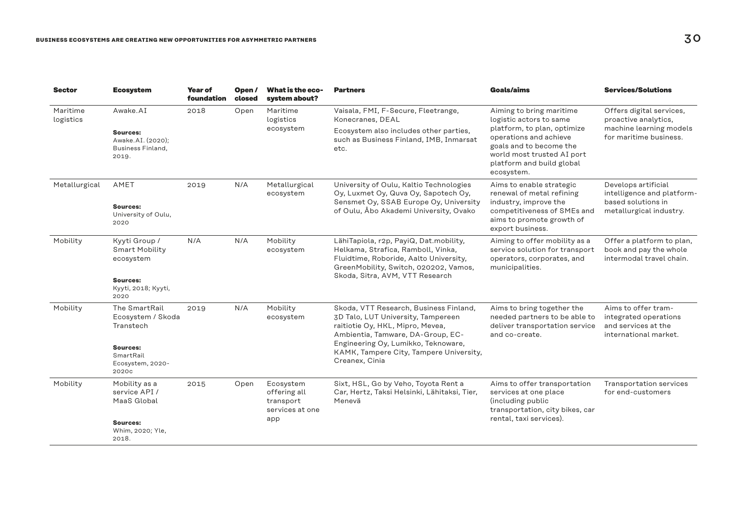| Sector | Ecosystem | Year of foundation | Open / closed | What is the eco-system about? | Partners | Goals/aims | Services/Solutions |
|---|---|---|---|---|---|---|---|
| Maritime logistics | Awake.AI<br><br>**Sources:**<br>Awake.AI. (2020); Business Finland, 2019. | 2018 | Open | Maritime logistics ecosystem | Vaisala, FMI, F-Secure, Fleetrange, Konecranes, DEAL<br>Ecosystem also includes other parties, such as Business Finland, IMB, Inmarsat etc. | Aiming to bring maritime logistic actors to same platform, to plan, optimize operations and achieve goals and to become the world most trusted AI port platform and build global ecosystem. | Offers digital services, proactive analytics, machine learning models for maritime business. |
| Metallurgical | AMET<br><br>**Sources:**<br>University of Oulu, 2020 | 2019 | N/A | Metallurgical ecosystem | University of Oulu, Kaltio Technologies Oy, Luxmet Oy, Quva Oy, Sapotech Oy, Sensmet Oy, SSAB Europe Oy, University of Oulu, Åbo Akademi University, Ovako | Aims to enable strategic renewal of metal refining industry, improve the competitiveness of SMEs and aims to promote growth of export business. | Develops artificial intelligence and platform-based solutions in metallurgical industry. |
| Mobility | Kyyti Group / Smart Mobility ecosystem<br><br>**Sources:**<br>Kyyti, 2018; Kyyti, 2020 | N/A | N/A | Mobility ecosystem | LähiTapiola, r2p, PayiQ, Dat.mobility, Helkama, Strafica, Ramboll, Vinka, Fluidtime, Roboride, Aalto University, GreenMobility, Switch, 020202, Vamos, Skoda, Sitra, AVM, VTT Research | Aiming to offer mobility as a service solution for transport operators, corporates, and municipalities. | Offer a platform to plan, book and pay the whole intermodal travel chain. |
| Mobility | The SmartRail Ecosystem / Skoda Transtech<br><br>**Sources:**<br>SmartRail Ecosystem, 2020-2020c | 2019 | N/A | Mobility ecosystem | Skoda, VTT Research, Business Finland, 3D Talo, LUT University, Tampereen raitiotie Oy, HKL, Mipro, Mevea, Ambientia, Tamware, DA-Group, EC-Engineering Oy, Lumikko, Teknoware, KAMK, Tampere City, Tampere University, Creanex, Cinia | Aims to bring together the needed partners to be able to deliver transportation service and co-create. | Aims to offer tram-integrated operations and services at the international market. |
| Mobility | Mobility as a service API / MaaS Global<br><br>**Sources:**<br>Whim, 2020; Yle, 2018. | 2015 | Open | Ecosystem offering all transport services at one app | Sixt, HSL, Go by Veho, Toyota Rent a Car, Hertz, Taksi Helsinki, Lähitaksi, Tier, Menevä | Aims to offer transportation services at one place (including public transportation, city bikes, car rental, taxi services). | Transportation services for end-customers |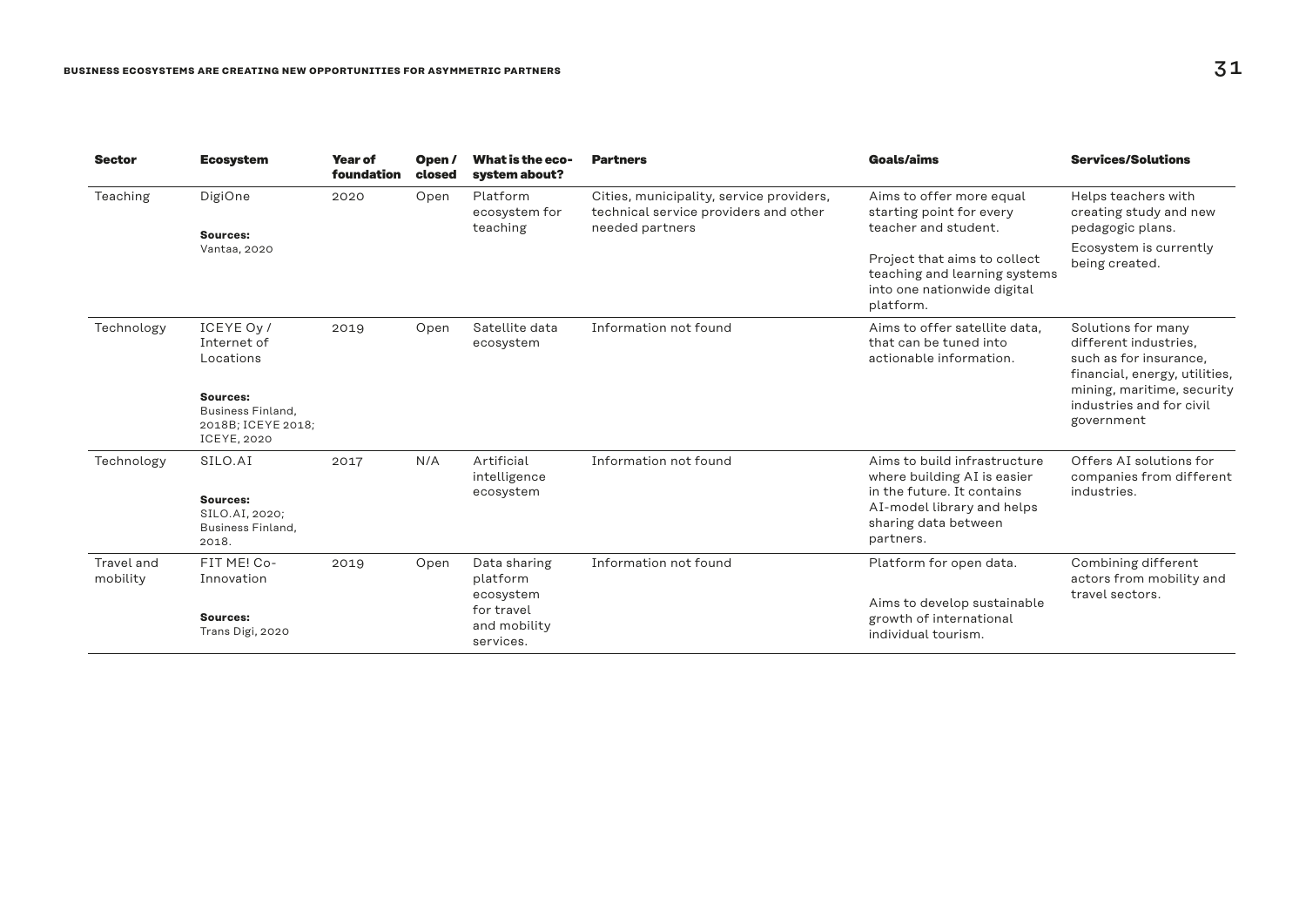| Sector | Ecosystem | Year of foundation | Open / closed | What is the ecosystem about? | Partners | Goals/aims | Services/Solutions |
|---|---|---|---|---|---|---|---|
| Teaching | DigiOne<br><br>**Sources:**<br>Vantaa, 2020 | 2020 | Open | Platform ecosystem for teaching | Cities, municipality, service providers, technical service providers and other needed partners | Aims to offer more equal starting point for every teacher and student.<br><br>Project that aims to collect teaching and learning systems into one nationwide digital platform. | Helps teachers with creating study and new pedagogic plans.<br><br>Ecosystem is currently being created. |
| Technology | ICEYE Oy / Internet of Locations<br><br>**Sources:**<br>Business Finland, 2018B; ICEYE 2018; ICEYE, 2020 | 2019 | Open | Satellite data ecosystem | Information not found | Aims to offer satellite data, that can be tuned into actionable information. | Solutions for many different industries, such as for insurance, financial, energy, utilities, mining, maritime, security industries and for civil government |
| Technology | SILO.AI<br><br>**Sources:**<br>SILO.AI, 2020; Business Finland, 2018. | 2017 | N/A | Artificial intelligence ecosystem | Information not found | Aims to build infrastructure where building AI is easier in the future. It contains AI-model library and helps sharing data between partners. | Offers AI solutions for companies from different industries. |
| Travel and mobility | FIT ME! Co-Innovation<br><br>**Sources:**<br>Trans Digi, 2020 | 2019 | Open | Data sharing platform ecosystem for travel and mobility services. | Information not found | Platform for open data.<br><br>Aims to develop sustainable growth of international individual tourism. | Combining different actors from mobility and travel sectors. |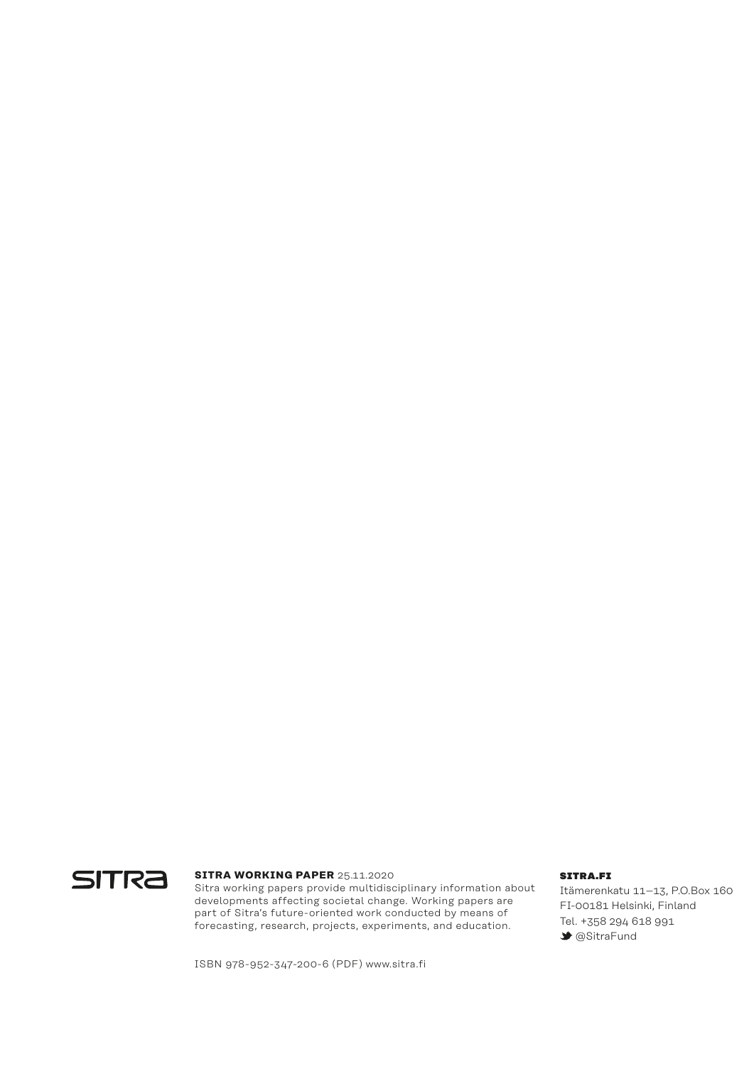SITRA

**SITRA WORKING PAPER** 25.11.2020
Sitra working papers provide multidisciplinary information about developments affecting societal change. Working papers are part of Sitra's future-oriented work conducted by means of forecasting, research, projects, experiments, and education.

ISBN 978-952-347-200-6 (PDF) www.sitra.fi

**SITRA.FI**
Itämerenkatu 11–13, P.O.Box 160
FI-00181 Helsinki, Finland
Tel. +358 294 618 991
@SitraFund